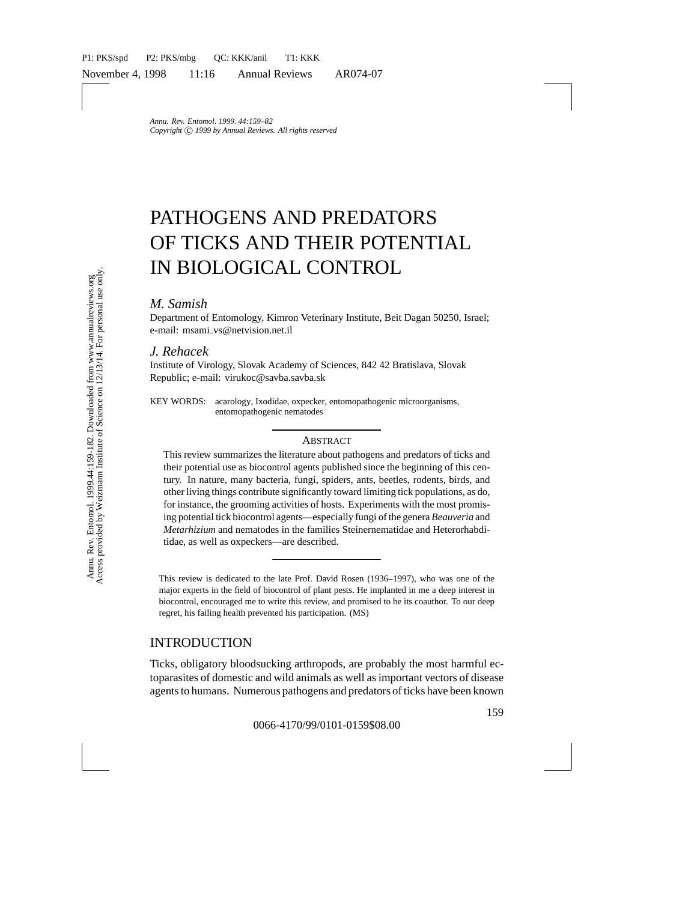# PATHOGENS AND PREDATORS OF TICKS AND THEIR POTENTIAL IN BIOLOGICAL CONTROL

*M. Samish*

Department of Entomology, Kimron Veterinary Institute, Beit Dagan 50250, Israel; e-mail: msami_vs@netvision.net.il

*J. Rehacek*

Institute of Virology, Slovak Academy of Sciences, 842 42 Bratislava, Slovak Republic; e-mail: virukoc@savba.savba.sk

KEY WORDS: acarology, Ixodidae, oxpecker, entomopathogenic microorganisms, entomopathogenic nematodes

## ABSTRACT

This review summarizes the literature about pathogens and predators of ticks and their potential use as biocontrol agents published since the beginning of this century. In nature, many bacteria, fungi, spiders, ants, beetles, rodents, birds, and other living things contribute significantly toward limiting tick populations, as do, for instance, the grooming activities of hosts. Experiments with the most promising potential tick biocontrol agents—especially fungi of the genera *Beauveria* and *Metarhizium* and nematodes in the families Steinernematidae and Heterorhabditidae, as well as oxpeckers—are described.

This review is dedicated to the late Prof. David Rosen (1936–1997), who was one of the major experts in the field of biocontrol of plant pests. He implanted in me a deep interest in biocontrol, encouraged me to write this review, and promised to be its coauthor. To our deep regret, his failing health prevented his participation. (MS)

## INTRODUCTION

Ticks, obligatory bloodsucking arthropods, are probably the most harmful ectoparasites of domestic and wild animals as well as important vectors of disease agents to humans. Numerous pathogens and predators of ticks have been known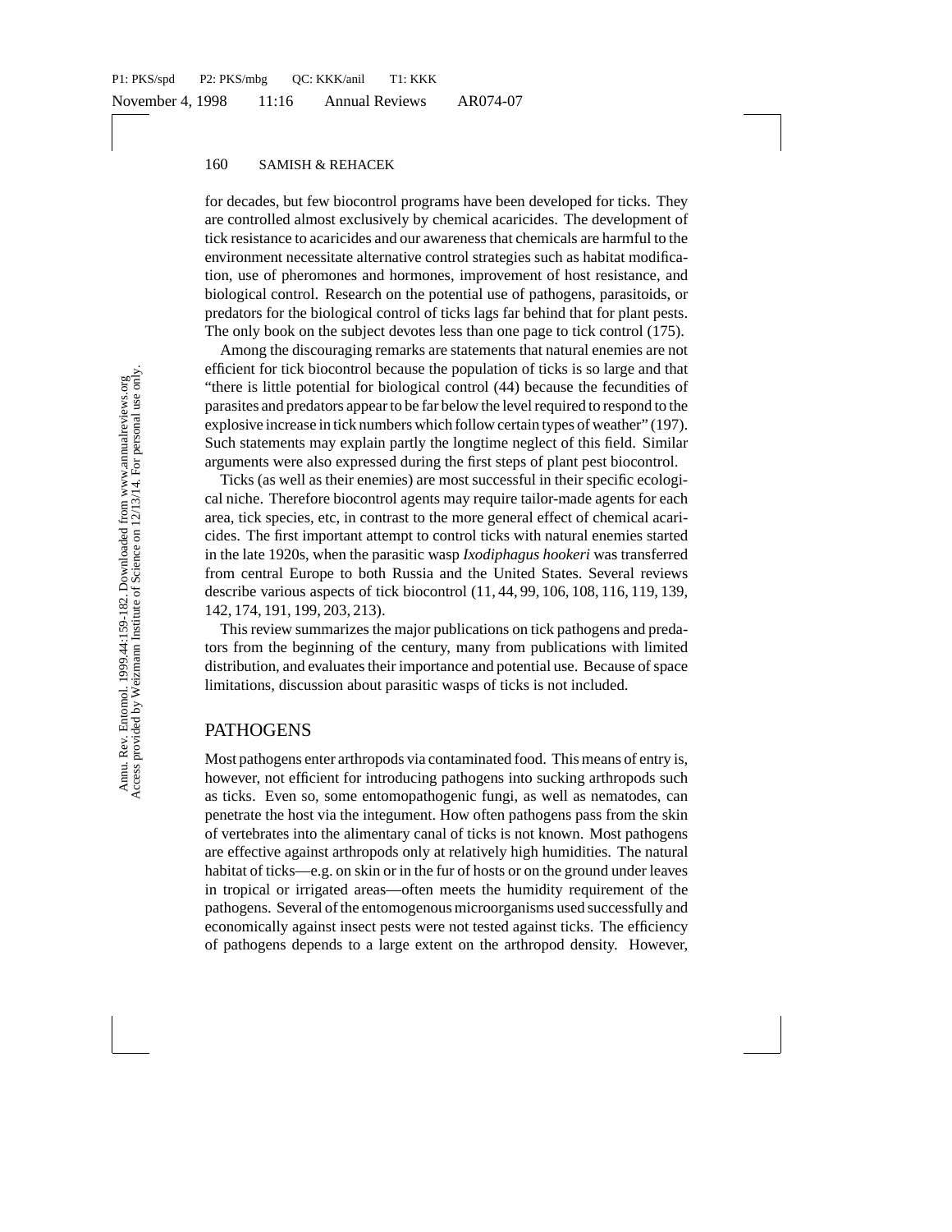for decades, but few biocontrol programs have been developed for ticks. They are controlled almost exclusively by chemical acaricides. The development of tick resistance to acaricides and our awareness that chemicals are harmful to the environment necessitate alternative control strategies such as habitat modification, use of pheromones and hormones, improvement of host resistance, and biological control. Research on the potential use of pathogens, parasitoids, or predators for the biological control of ticks lags far behind that for plant pests. The only book on the subject devotes less than one page to tick control (175).

Among the discouraging remarks are statements that natural enemies are not efficient for tick biocontrol because the population of ticks is so large and that "there is little potential for biological control (44) because the fecundities of parasites and predators appear to be far below the level required to respond to the explosive increase in tick numbers which follow certain types of weather" (197). Such statements may explain partly the longtime neglect of this field. Similar arguments were also expressed during the first steps of plant pest biocontrol.

Ticks (as well as their enemies) are most successful in their specific ecological niche. Therefore biocontrol agents may require tailor-made agents for each area, tick species, etc, in contrast to the more general effect of chemical acaricides. The first important attempt to control ticks with natural enemies started in the late 1920s, when the parasitic wasp *Ixodiphagus hookeri* was transferred from central Europe to both Russia and the United States. Several reviews describe various aspects of tick biocontrol (11, 44, 99, 106, 108, 116, 119, 139, 142, 174, 191, 199, 203, 213).

This review summarizes the major publications on tick pathogens and predators from the beginning of the century, many from publications with limited distribution, and evaluates their importance and potential use. Because of space limitations, discussion about parasitic wasps of ticks is not included.

## PATHOGENS

Most pathogens enter arthropods via contaminated food. This means of entry is, however, not efficient for introducing pathogens into sucking arthropods such as ticks. Even so, some entomopathogenic fungi, as well as nematodes, can penetrate the host via the integument. How often pathogens pass from the skin of vertebrates into the alimentary canal of ticks is not known. Most pathogens are effective against arthropods only at relatively high humidities. The natural habitat of ticks—e.g. on skin or in the fur of hosts or on the ground under leaves in tropical or irrigated areas—often meets the humidity requirement of the pathogens. Several of the entomogenous microorganisms used successfully and economically against insect pests were not tested against ticks. The efficiency of pathogens depends to a large extent on the arthropod density. However,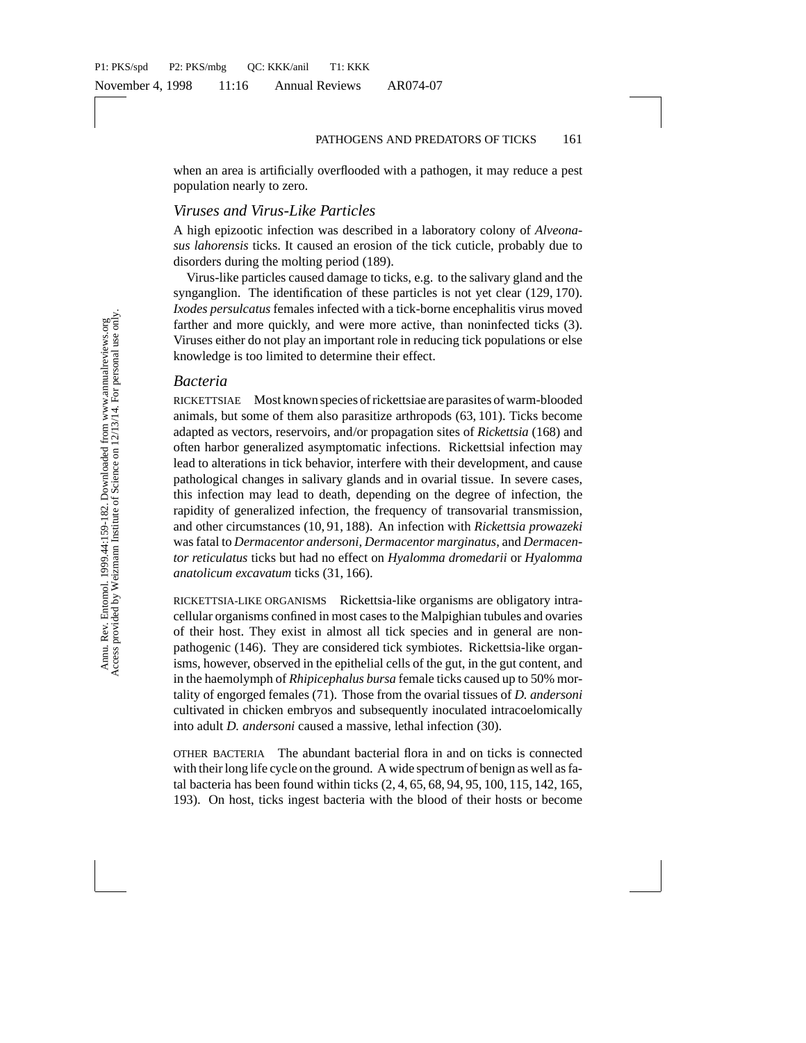when an area is artificially overflooded with a pathogen, it may reduce a pest population nearly to zero.

## *Viruses and Virus-Like Particles*

A high epizootic infection was described in a laboratory colony of *Alveonasus lahorensis* ticks. It caused an erosion of the tick cuticle, probably due to disorders during the molting period (189).

Virus-like particles caused damage to ticks, e.g. to the salivary gland and the synganglion. The identification of these particles is not yet clear (129, 170). *Ixodes persulcatus* females infected with a tick-borne encephalitis virus moved farther and more quickly, and were more active, than noninfected ticks (3). Viruses either do not play an important role in reducing tick populations or else knowledge is too limited to determine their effect.

## *Bacteria*

RICKETTSIAE Most known species of rickettsiae are parasites of warm-blooded animals, but some of them also parasitize arthropods (63, 101). Ticks become adapted as vectors, reservoirs, and/or propagation sites of *Rickettsia* (168) and often harbor generalized asymptomatic infections. Rickettsial infection may lead to alterations in tick behavior, interfere with their development, and cause pathological changes in salivary glands and in ovarial tissue. In severe cases, this infection may lead to death, depending on the degree of infection, the rapidity of generalized infection, the frequency of transovarial transmission, and other circumstances (10, 91, 188). An infection with *Rickettsia prowazeki* was fatal to *Dermacentor andersoni, Dermacentor marginatus*, and *Dermacentor reticulatus* ticks but had no effect on *Hyalomma dromedarii* or *Hyalomma anatolicum excavatum* ticks (31, 166).

RICKETTSIA-LIKE ORGANISMS Rickettsia-like organisms are obligatory intracellular organisms confined in most cases to the Malpighian tubules and ovaries of their host. They exist in almost all tick species and in general are nonpathogenic (146). They are considered tick symbiotes. Rickettsia-like organisms, however, observed in the epithelial cells of the gut, in the gut content, and in the haemolymph of *Rhipicephalus bursa* female ticks caused up to 50% mortality of engorged females (71). Those from the ovarial tissues of *D. andersoni* cultivated in chicken embryos and subsequently inoculated intracoelomically into adult *D. andersoni* caused a massive, lethal infection (30).

OTHER BACTERIA The abundant bacterial flora in and on ticks is connected with their long life cycle on the ground. A wide spectrum of benign as well as fatal bacteria has been found within ticks (2, 4, 65, 68, 94, 95, 100, 115, 142, 165, 193). On host, ticks ingest bacteria with the blood of their hosts or become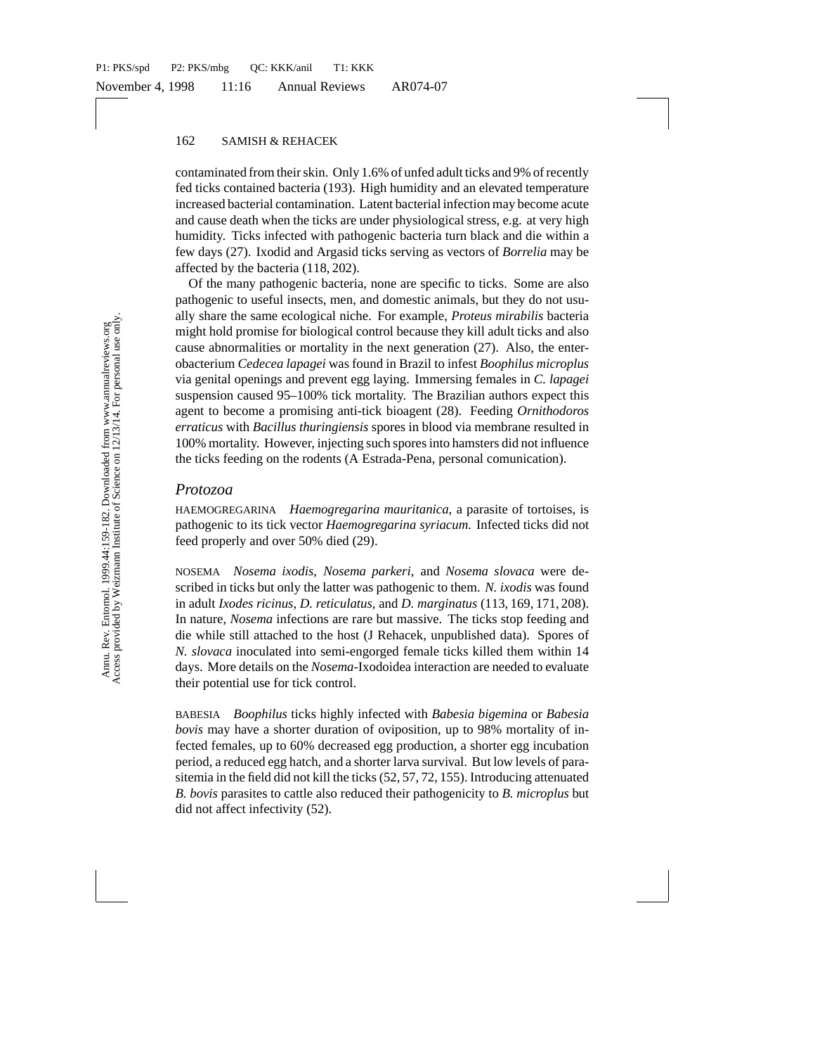contaminated from their skin. Only 1.6% of unfed adult ticks and 9% of recently fed ticks contained bacteria (193). High humidity and an elevated temperature increased bacterial contamination. Latent bacterial infection may become acute and cause death when the ticks are under physiological stress, e.g. at very high humidity. Ticks infected with pathogenic bacteria turn black and die within a few days (27). Ixodid and Argasid ticks serving as vectors of *Borrelia* may be affected by the bacteria (118, 202).

Of the many pathogenic bacteria, none are specific to ticks. Some are also pathogenic to useful insects, men, and domestic animals, but they do not usually share the same ecological niche. For example, *Proteus mirabilis* bacteria might hold promise for biological control because they kill adult ticks and also cause abnormalities or mortality in the next generation (27). Also, the enterobacterium *Cedecea lapagei* was found in Brazil to infest *Boophilus microplus* via genital openings and prevent egg laying. Immersing females in *C. lapagei* suspension caused 95–100% tick mortality. The Brazilian authors expect this agent to become a promising anti-tick bioagent (28). Feeding *Ornithodoros erraticus* with *Bacillus thuringiensis* spores in blood via membrane resulted in 100% mortality. However, injecting such spores into hamsters did not influence the ticks feeding on the rodents (A Estrada-Pena, personal comunication).

### *Protozoa*

HAEMOGREGARINA *Haemogregarina mauritanica*, a parasite of tortoises, is pathogenic to its tick vector *Haemogregarina syriacum*. Infected ticks did not feed properly and over 50% died (29).

NOSEMA *Nosema ixodis*, *Nosema parkeri*, and *Nosema slovaca* were described in ticks but only the latter was pathogenic to them. *N. ixodis* was found in adult *Ixodes ricinus*, *D. reticulatus*, and *D. marginatus* (113, 169, 171, 208). In nature, *Nosema* infections are rare but massive. The ticks stop feeding and die while still attached to the host (J Rehacek, unpublished data). Spores of *N. slovaca* inoculated into semi-engorged female ticks killed them within 14 days. More details on the *Nosema*-Ixodoidea interaction are needed to evaluate their potential use for tick control.

BABESIA *Boophilus* ticks highly infected with *Babesia bigemina* or *Babesia bovis* may have a shorter duration of oviposition, up to 98% mortality of infected females, up to 60% decreased egg production, a shorter egg incubation period, a reduced egg hatch, and a shorter larva survival. But low levels of parasitemia in the field did not kill the ticks (52, 57, 72, 155). Introducing attenuated *B. bovis* parasites to cattle also reduced their pathogenicity to *B. microplus* but did not affect infectivity (52).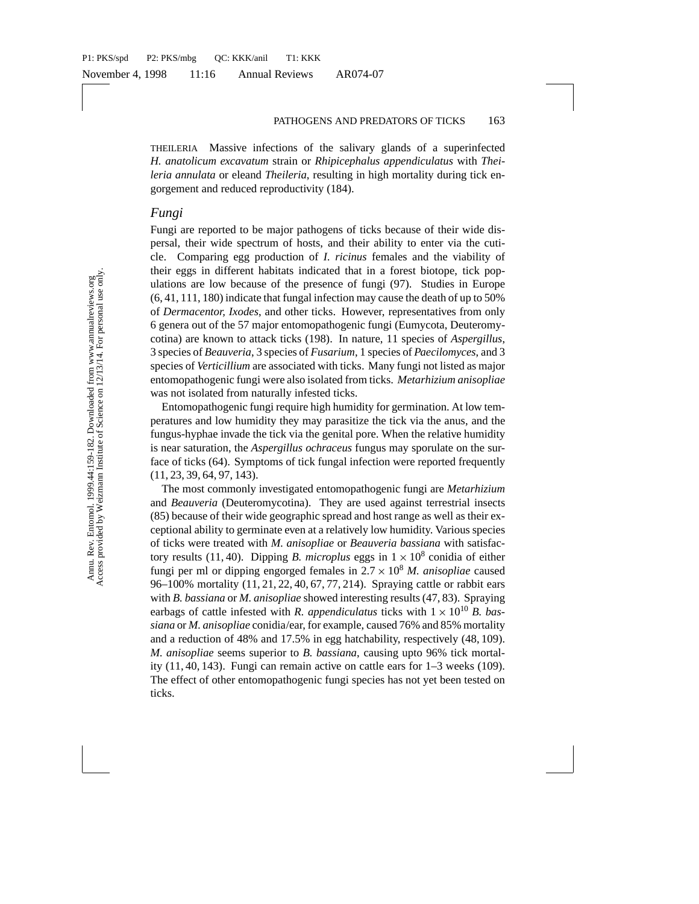THEILERIA Massive infections of the salivary glands of a superinfected *H. anatolicum excavatum* strain or *Rhipicephalus appendiculatus* with *Theileria annulata* or eleand *Theileria*, resulting in high mortality during tick engorgement and reduced reproductivity (184).

### *Fungi*

Fungi are reported to be major pathogens of ticks because of their wide dispersal, their wide spectrum of hosts, and their ability to enter via the cuticle. Comparing egg production of *I. ricinus* females and the viability of their eggs in different habitats indicated that in a forest biotope, tick populations are low because of the presence of fungi (97). Studies in Europe (6, 41, 111, 180) indicate that fungal infection may cause the death of up to 50% of *Dermacentor, Ixodes*, and other ticks. However, representatives from only 6 genera out of the 57 major entomopathogenic fungi (Eumycota, Deuteromycotina) are known to attack ticks (198). In nature, 11 species of *Aspergillus*, 3 species of *Beauveria*, 3 species of *Fusarium*, 1 species of *Paecilomyces*, and 3 species of *Verticillium* are associated with ticks. Many fungi not listed as major entomopathogenic fungi were also isolated from ticks. *Metarhizium anisopliae* was not isolated from naturally infested ticks.

Entomopathogenic fungi require high humidity for germination. At low temperatures and low humidity they may parasitize the tick via the anus, and the fungus-hyphae invade the tick via the genital pore. When the relative humidity is near saturation, the *Aspergillus ochraceus* fungus may sporulate on the surface of ticks (64). Symptoms of tick fungal infection were reported frequently (11, 23, 39, 64, 97, 143).

The most commonly investigated entomopathogenic fungi are *Metarhizium* and *Beauveria* (Deuteromycotina). They are used against terrestrial insects (85) because of their wide geographic spread and host range as well as their exceptional ability to germinate even at a relatively low humidity. Various species of ticks were treated with *M. anisopliae* or *Beauveria bassiana* with satisfactory results (11, 40). Dipping *B. microplus* eggs in $1 \times 10^8$ conidia of either fungi per ml or dipping engorged females in $2.7 \times 10^8$ *M. anisopliae* caused 96–100% mortality (11, 21, 22, 40, 67, 77, 214). Spraying cattle or rabbit ears with *B. bassiana* or *M. anisopliae* showed interesting results (47, 83). Spraying earbags of cattle infested with *R. appendiculatus* ticks with $1 \times 10^{10}$ *B. bassiana* or *M. anisopliae* conidia/ear, for example, caused 76% and 85% mortality and a reduction of 48% and 17.5% in egg hatchability, respectively (48, 109). *M. anisopliae* seems superior to *B. bassiana*, causing upto 96% tick mortality (11, 40, 143). Fungi can remain active on cattle ears for 1–3 weeks (109). The effect of other entomopathogenic fungi species has not yet been tested on ticks.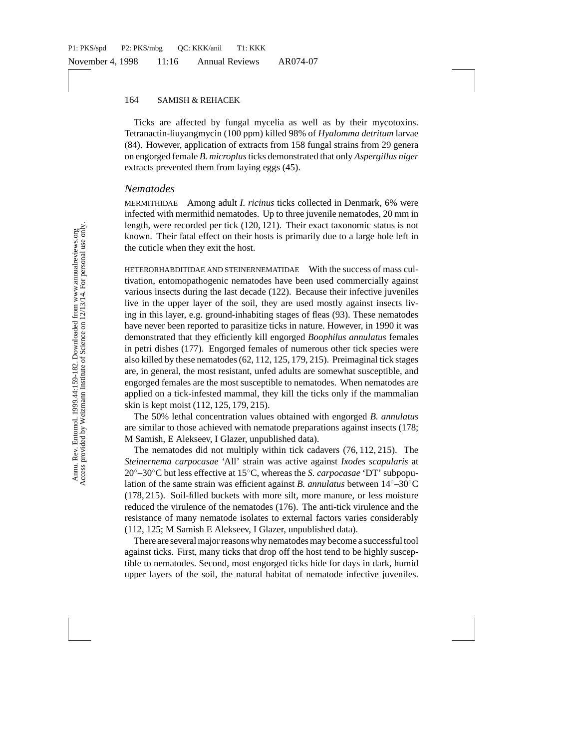Ticks are affected by fungal mycelia as well as by their mycotoxins. Tetranactin-liuyangmycin (100 ppm) killed 98% of *Hyalomma detritum* larvae (84). However, application of extracts from 158 fungal strains from 29 genera on engorged female *B. microplus* ticks demonstrated that only *Aspergillus niger* extracts prevented them from laying eggs (45).

### *Nematodes*

MERMITHIDAE Among adult *I. ricinus* ticks collected in Denmark, 6% were infected with mermithid nematodes. Up to three juvenile nematodes, 20 mm in length, were recorded per tick (120, 121). Their exact taxonomic status is not known. Their fatal effect on their hosts is primarily due to a large hole left in the cuticle when they exit the host.

HETERORHABDITIDAE AND STEINERNEMATIDAE With the success of mass cultivation, entomopathogenic nematodes have been used commercially against various insects during the last decade (122). Because their infective juveniles live in the upper layer of the soil, they are used mostly against insects living in this layer, e.g. ground-inhabiting stages of fleas (93). These nematodes have never been reported to parasitize ticks in nature. However, in 1990 it was demonstrated that they efficiently kill engorged *Boophilus annulatus* females in petri dishes (177). Engorged females of numerous other tick species were also killed by these nematodes (62, 112, 125, 179, 215). Preimaginal tick stages are, in general, the most resistant, unfed adults are somewhat susceptible, and engorged females are the most susceptible to nematodes. When nematodes are applied on a tick-infested mammal, they kill the ticks only if the mammalian skin is kept moist (112, 125, 179, 215).

The 50% lethal concentration values obtained with engorged *B. annulatus* are similar to those achieved with nematode preparations against insects (178; M Samish, E Alekseev, I Glazer, unpublished data).

The nematodes did not multiply within tick cadavers (76, 112, 215). The *Steinernema carpocasae* 'All' strain was active against *Ixodes scapularis* at 20°–30°C but less effective at 15°C, whereas the *S. carpocasae* 'DT' subpopulation of the same strain was efficient against *B. annulatus* between 14°–30°C (178, 215). Soil-filled buckets with more silt, more manure, or less moisture reduced the virulence of the nematodes (176). The anti-tick virulence and the resistance of many nematode isolates to external factors varies considerably (112, 125; M Samish E Alekseev, I Glazer, unpublished data).

There are several major reasons why nematodes may become a successful tool against ticks. First, many ticks that drop off the host tend to be highly susceptible to nematodes. Second, most engorged ticks hide for days in dark, humid upper layers of the soil, the natural habitat of nematode infective juveniles.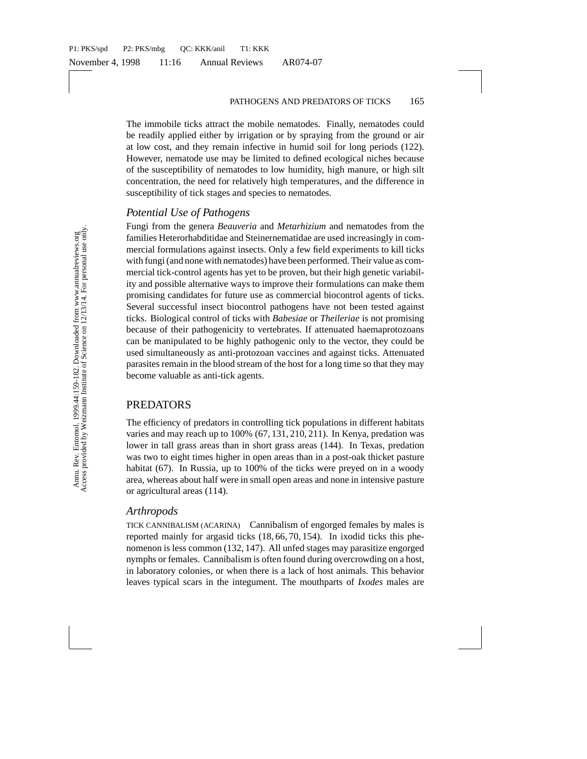The immobile ticks attract the mobile nematodes. Finally, nematodes could be readily applied either by irrigation or by spraying from the ground or air at low cost, and they remain infective in humid soil for long periods (122). However, nematode use may be limited to defined ecological niches because of the susceptibility of nematodes to low humidity, high manure, or high silt concentration, the need for relatively high temperatures, and the difference in susceptibility of tick stages and species to nematodes.

### *Potential Use of Pathogens*

Fungi from the genera *Beauveria* and *Metarhizium* and nematodes from the families Heterorhabditidae and Steinernematidae are used increasingly in commercial formulations against insects. Only a few field experiments to kill ticks with fungi (and none with nematodes) have been performed. Their value as commercial tick-control agents has yet to be proven, but their high genetic variability and possible alternative ways to improve their formulations can make them promising candidates for future use as commercial biocontrol agents of ticks. Several successful insect biocontrol pathogens have not been tested against ticks. Biological control of ticks with *Babesiae* or *Theileriae* is not promising because of their pathogenicity to vertebrates. If attenuated haemaprotozoans can be manipulated to be highly pathogenic only to the vector, they could be used simultaneously as anti-protozoan vaccines and against ticks. Attenuated parasites remain in the blood stream of the host for a long time so that they may become valuable as anti-tick agents.

## PREDATORS

The efficiency of predators in controlling tick populations in different habitats varies and may reach up to 100% (67, 131, 210, 211). In Kenya, predation was lower in tall grass areas than in short grass areas (144). In Texas, predation was two to eight times higher in open areas than in a post-oak thicket pasture habitat (67). In Russia, up to 100% of the ticks were preyed on in a woody area, whereas about half were in small open areas and none in intensive pasture or agricultural areas (114).

### *Arthropods*

TICK CANNIBALISM (ACARINA) Cannibalism of engorged females by males is reported mainly for argasid ticks (18, 66, 70, 154). In ixodid ticks this phenomenon is less common (132, 147). All unfed stages may parasitize engorged nymphs or females. Cannibalism is often found during overcrowding on a host, in laboratory colonies, or when there is a lack of host animals. This behavior leaves typical scars in the integument. The mouthparts of *Ixodes* males are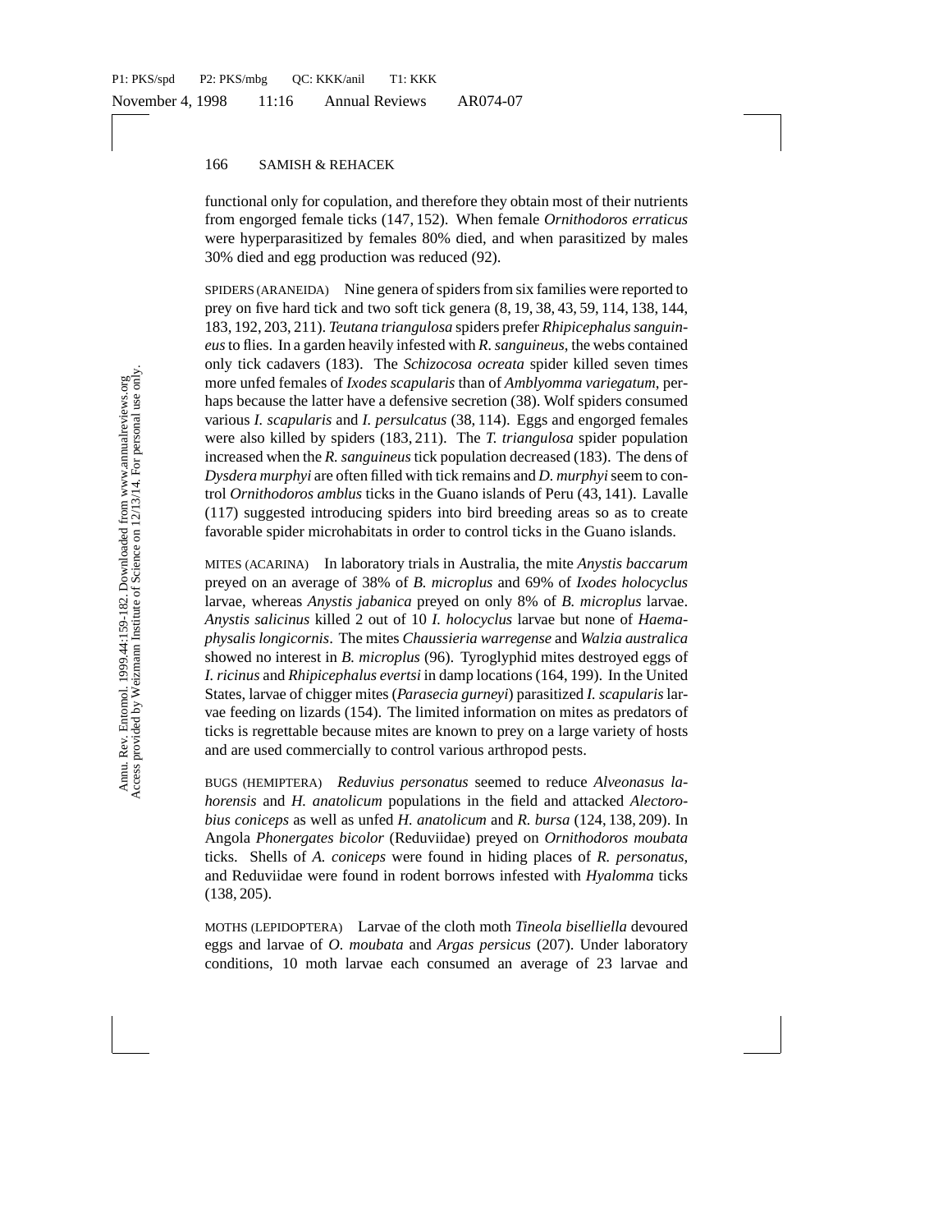functional only for copulation, and therefore they obtain most of their nutrients from engorged female ticks (147, 152). When female *Ornithodoros erraticus* were hyperparasitized by females 80% died, and when parasitized by males 30% died and egg production was reduced (92).

SPIDERS (ARANEIDA) Nine genera of spiders from six families were reported to prey on five hard tick and two soft tick genera (8, 19, 38, 43, 59, 114, 138, 144, 183, 192, 203, 211). *Teutana triangulosa* spiders prefer *Rhipicephalus sanguineus* to flies. In a garden heavily infested with *R. sanguineus*, the webs contained only tick cadavers (183). The *Schizocosa ocreata* spider killed seven times more unfed females of *Ixodes scapularis* than of *Amblyomma variegatum*, perhaps because the latter have a defensive secretion (38). Wolf spiders consumed various *I. scapularis* and *I. persulcatus* (38, 114). Eggs and engorged females were also killed by spiders (183, 211). The *T. triangulosa* spider population increased when the *R. sanguineus* tick population decreased (183). The dens of *Dysdera murphyi* are often filled with tick remains and *D. murphyi* seem to control *Ornithodoros amblus* ticks in the Guano islands of Peru (43, 141). Lavalle (117) suggested introducing spiders into bird breeding areas so as to create favorable spider microhabitats in order to control ticks in the Guano islands.

MITES (ACARINA) In laboratory trials in Australia, the mite *Anystis baccarum* preyed on an average of 38% of *B. microplus* and 69% of *Ixodes holocyclus* larvae, whereas *Anystis jabanica* preyed on only 8% of *B. microplus* larvae. *Anystis salicinus* killed 2 out of 10 *I. holocyclus* larvae but none of *Haemaphysalis longicornis*. The mites *Chaussieria warregense* and *Walzia australica* showed no interest in *B. microplus* (96). Tyroglyphid mites destroyed eggs of *I. ricinus* and *Rhipicephalus evertsi* in damp locations (164, 199). In the United States, larvae of chigger mites (*Parasecia gurneyi*) parasitized *I. scapularis* larvae feeding on lizards (154). The limited information on mites as predators of ticks is regrettable because mites are known to prey on a large variety of hosts and are used commercially to control various arthropod pests.

BUGS (HEMIPTERA) *Reduvius personatus* seemed to reduce *Alveonasus lahorensis* and *H. anatolicum* populations in the field and attacked *Alectorobius coniceps* as well as unfed *H. anatolicum* and *R. bursa* (124, 138, 209). In Angola *Phonergates bicolor* (Reduviidae) preyed on *Ornithodoros moubata* ticks. Shells of *A. coniceps* were found in hiding places of *R. personatus*, and Reduviidae were found in rodent borrows infested with *Hyalomma* ticks (138, 205).

MOTHS (LEPIDOPTERA) Larvae of the cloth moth *Tineola biselliella* devoured eggs and larvae of *O. moubata* and *Argas persicus* (207). Under laboratory conditions, 10 moth larvae each consumed an average of 23 larvae and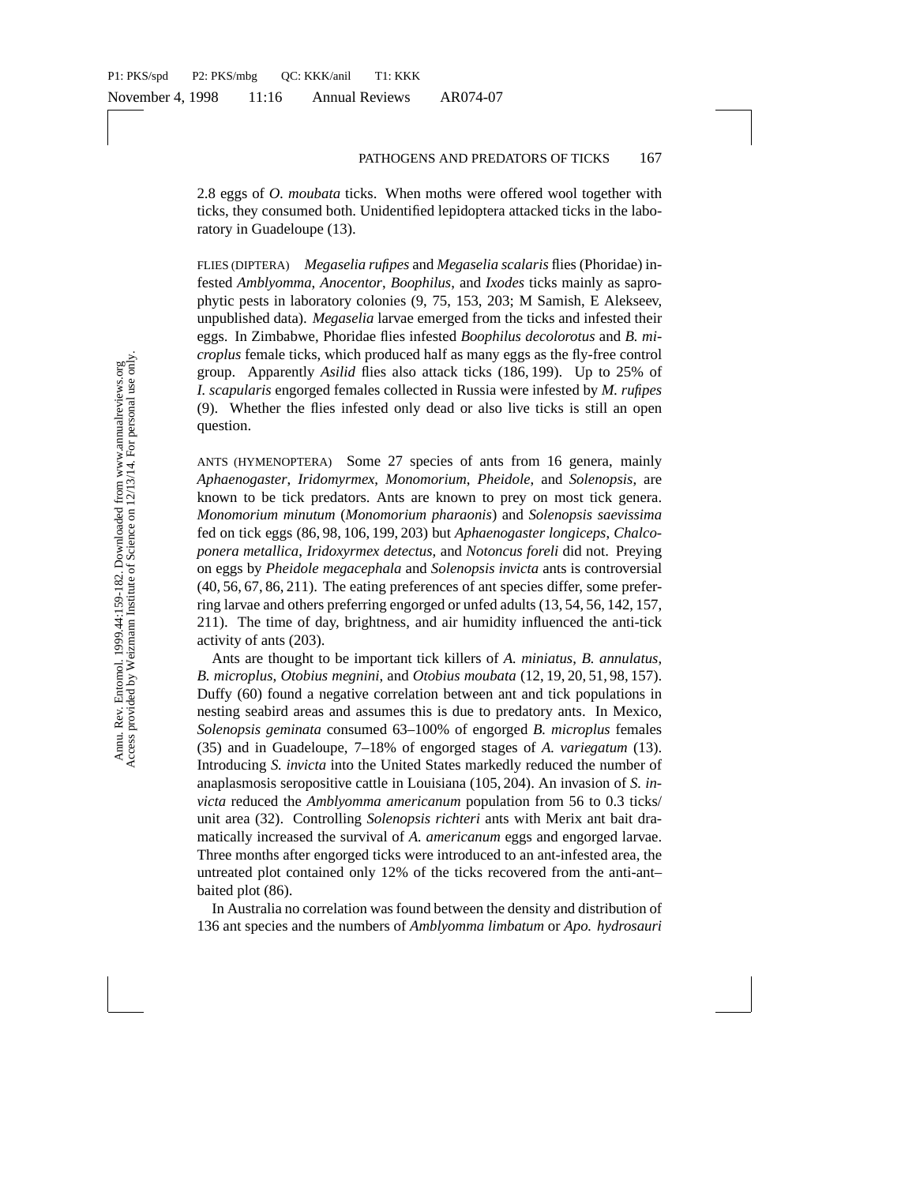2.8 eggs of *O. moubata* ticks. When moths were offered wool together with ticks, they consumed both. Unidentified lepidoptera attacked ticks in the laboratory in Guadeloupe (13).

FLIES (DIPTERA) *Megaselia rufipes* and *Megaselia scalaris* flies (Phoridae) infested *Amblyomma*, *Anocentor*, *Boophilus*, and *Ixodes* ticks mainly as saprophytic pests in laboratory colonies (9, 75, 153, 203; M Samish, E Alekseev, unpublished data). *Megaselia* larvae emerged from the ticks and infested their eggs. In Zimbabwe, Phoridae flies infested *Boophilus decolorotus* and *B. microplus* female ticks, which produced half as many eggs as the fly-free control group. Apparently *Asilid* flies also attack ticks (186, 199). Up to 25% of *I. scapularis* engorged females collected in Russia were infested by *M. rufipes* (9). Whether the flies infested only dead or also live ticks is still an open question.

ANTS (HYMENOPTERA) Some 27 species of ants from 16 genera, mainly *Aphaenogaster*, *Iridomyrmex*, *Monomorium*, *Pheidole*, and *Solenopsis*, are known to be tick predators. Ants are known to prey on most tick genera. *Monomorium minutum* (*Monomorium pharaonis*) and *Solenopsis saevissima* fed on tick eggs (86, 98, 106, 199, 203) but *Aphaenogaster longiceps*, *Chalcoponera metallica*, *Iridoxyrmex detectus*, and *Notoncus foreli* did not. Preying on eggs by *Pheidole megacephala* and *Solenopsis invicta* ants is controversial (40, 56, 67, 86, 211). The eating preferences of ant species differ, some preferring larvae and others preferring engorged or unfed adults (13, 54, 56, 142, 157, 211). The time of day, brightness, and air humidity influenced the anti-tick activity of ants (203).

Ants are thought to be important tick killers of *A. miniatus*, *B. annulatus*, *B. microplus*, *Otobius megnini*, and *Otobius moubata* (12, 19, 20, 51, 98, 157). Duffy (60) found a negative correlation between ant and tick populations in nesting seabird areas and assumes this is due to predatory ants. In Mexico, *Solenopsis geminata* consumed 63–100% of engorged *B. microplus* females (35) and in Guadeloupe, 7–18% of engorged stages of *A. variegatum* (13). Introducing *S. invicta* into the United States markedly reduced the number of anaplasmosis seropositive cattle in Louisiana (105, 204). An invasion of *S. invicta* reduced the *Amblyomma americanum* population from 56 to 0.3 ticks/unit area (32). Controlling *Solenopsis richteri* ants with Merix ant bait dramatically increased the survival of *A. americanum* eggs and engorged larvae. Three months after engorged ticks were introduced to an ant-infested area, the untreated plot contained only 12% of the ticks recovered from the anti-ant–baited plot (86).

In Australia no correlation was found between the density and distribution of 136 ant species and the numbers of *Amblyomma limbatum* or *Apo. hydrosauri*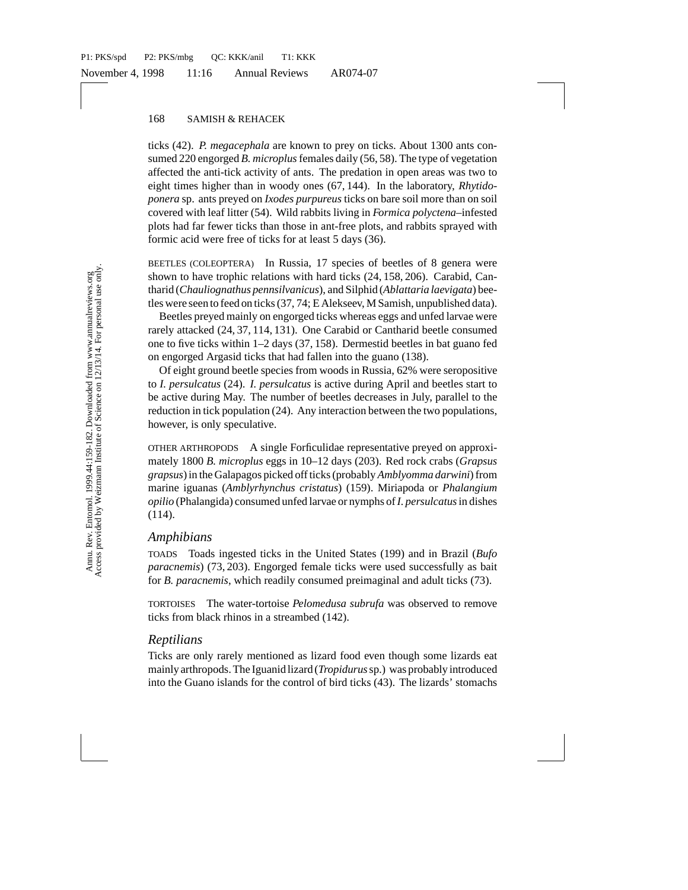ticks (42). *P. megacephala* are known to prey on ticks. About 1300 ants consumed 220 engorged *B. microplus* females daily (56, 58). The type of vegetation affected the anti-tick activity of ants. The predation in open areas was two to eight times higher than in woody ones (67, 144). In the laboratory, *Rhytidoponera* sp. ants preyed on *Ixodes purpureus* ticks on bare soil more than on soil covered with leaf litter (54). Wild rabbits living in *Formica polyctena*–infested plots had far fewer ticks than those in ant-free plots, and rabbits sprayed with formic acid were free of ticks for at least 5 days (36).

BEETLES (COLEOPTERA) In Russia, 17 species of beetles of 8 genera were shown to have trophic relations with hard ticks (24, 158, 206). Carabid, Cantharid (*Chauliognathus pennsilvanicus*), and Silphid (*Ablattaria laevigata*) beetles were seen to feed on ticks (37, 74; E Alekseev, M Samish, unpublished data).

Beetles preyed mainly on engorged ticks whereas eggs and unfed larvae were rarely attacked (24, 37, 114, 131). One Carabid or Cantharid beetle consumed one to five ticks within 1–2 days (37, 158). Dermestid beetles in bat guano fed on engorged Argasid ticks that had fallen into the guano (138).

Of eight ground beetle species from woods in Russia, 62% were seropositive to *I. persulcatus* (24). *I. persulcatus* is active during April and beetles start to be active during May. The number of beetles decreases in July, parallel to the reduction in tick population (24). Any interaction between the two populations, however, is only speculative.

OTHER ARTHROPODS A single Forficulidae representative preyed on approximately 1800 *B. microplus* eggs in 10–12 days (203). Red rock crabs (*Grapsus grapsus*) in the Galapagos picked off ticks (probably *Amblyomma darwini*) from marine iguanas (*Amblyrhynchus cristatus*) (159). Miriapoda or *Phalangium opilio* (Phalangida) consumed unfed larvae or nymphs of *I. persulcatus* in dishes (114).

### *Amphibians*

TOADS Toads ingested ticks in the United States (199) and in Brazil (*Bufo paracnemis*) (73, 203). Engorged female ticks were used successfully as bait for *B. paracnemis*, which readily consumed preimaginal and adult ticks (73).

TORTOISES The water-tortoise *Pelomedusa subrufa* was observed to remove ticks from black rhinos in a streambed (142).

### *Reptilians*

Ticks are only rarely mentioned as lizard food even though some lizards eat mainly arthropods. The Iguanid lizard (*Tropidurus* sp.) was probably introduced into the Guano islands for the control of bird ticks (43). The lizards' stomachs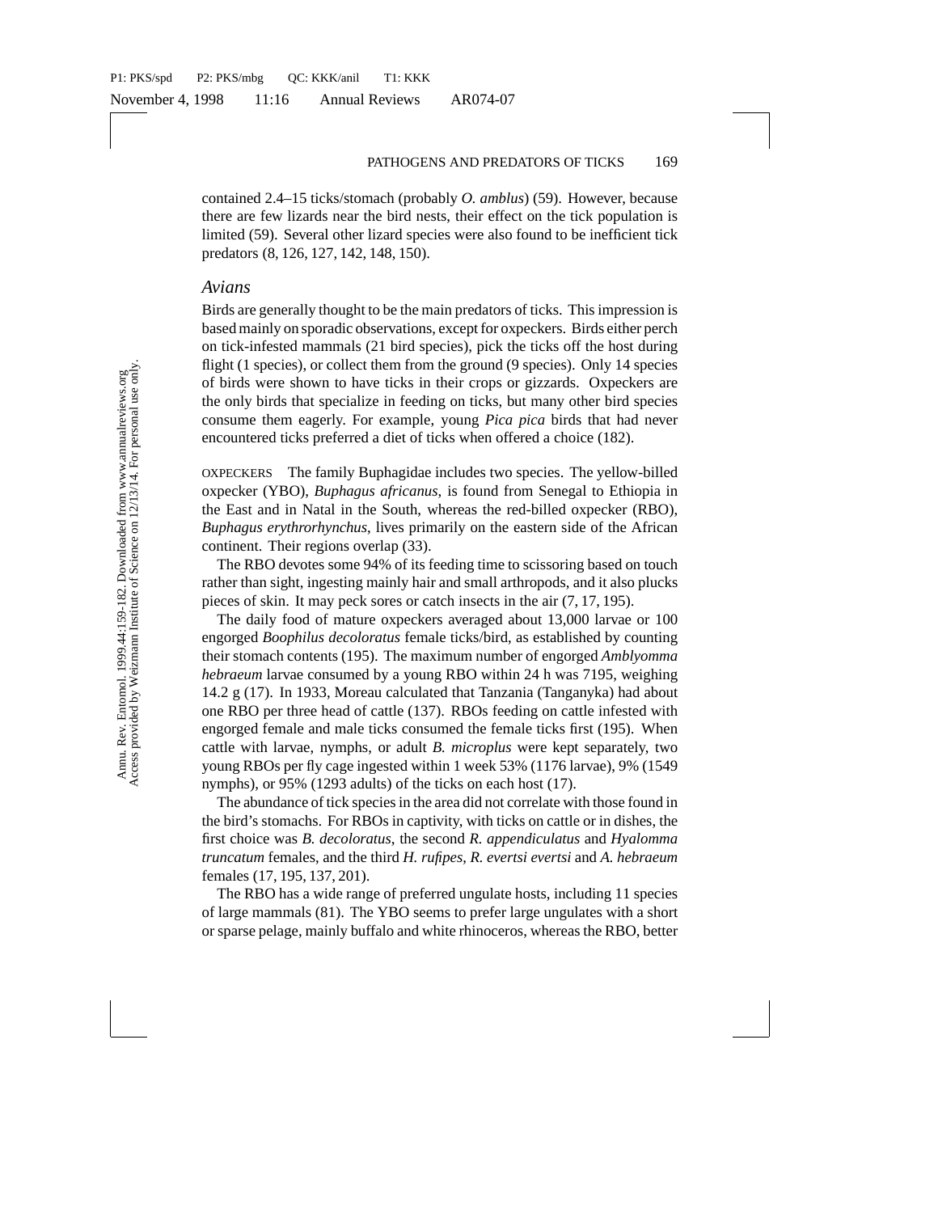contained 2.4–15 ticks/stomach (probably *O. amblus*) (59). However, because there are few lizards near the bird nests, their effect on the tick population is limited (59). Several other lizard species were also found to be inefficient tick predators (8, 126, 127, 142, 148, 150).

### *Avians*

Birds are generally thought to be the main predators of ticks. This impression is based mainly on sporadic observations, except for oxpeckers. Birds either perch on tick-infested mammals (21 bird species), pick the ticks off the host during flight (1 species), or collect them from the ground (9 species). Only 14 species of birds were shown to have ticks in their crops or gizzards. Oxpeckers are the only birds that specialize in feeding on ticks, but many other bird species consume them eagerly. For example, young *Pica pica* birds that had never encountered ticks preferred a diet of ticks when offered a choice (182).

OXPECKERS The family Buphagidae includes two species. The yellow-billed oxpecker (YBO), *Buphagus africanus*, is found from Senegal to Ethiopia in the East and in Natal in the South, whereas the red-billed oxpecker (RBO), *Buphagus erythrorhynchus*, lives primarily on the eastern side of the African continent. Their regions overlap (33).

The RBO devotes some 94% of its feeding time to scissoring based on touch rather than sight, ingesting mainly hair and small arthropods, and it also plucks pieces of skin. It may peck sores or catch insects in the air (7, 17, 195).

The daily food of mature oxpeckers averaged about 13,000 larvae or 100 engorged *Boophilus decoloratus* female ticks/bird, as established by counting their stomach contents (195). The maximum number of engorged *Amblyomma hebraeum* larvae consumed by a young RBO within 24 h was 7195, weighing 14.2 g (17). In 1933, Moreau calculated that Tanzania (Tanganyka) had about one RBO per three head of cattle (137). RBOs feeding on cattle infested with engorged female and male ticks consumed the female ticks first (195). When cattle with larvae, nymphs, or adult *B. microplus* were kept separately, two young RBOs per fly cage ingested within 1 week 53% (1176 larvae), 9% (1549 nymphs), or 95% (1293 adults) of the ticks on each host (17).

The abundance of tick species in the area did not correlate with those found in the bird's stomachs. For RBOs in captivity, with ticks on cattle or in dishes, the first choice was *B. decoloratus*, the second *R. appendiculatus* and *Hyalomma truncatum* females, and the third *H. rufipes*, *R. evertsi evertsi* and *A. hebraeum* females (17, 195, 137, 201).

The RBO has a wide range of preferred ungulate hosts, including 11 species of large mammals (81). The YBO seems to prefer large ungulates with a short or sparse pelage, mainly buffalo and white rhinoceros, whereas the RBO, better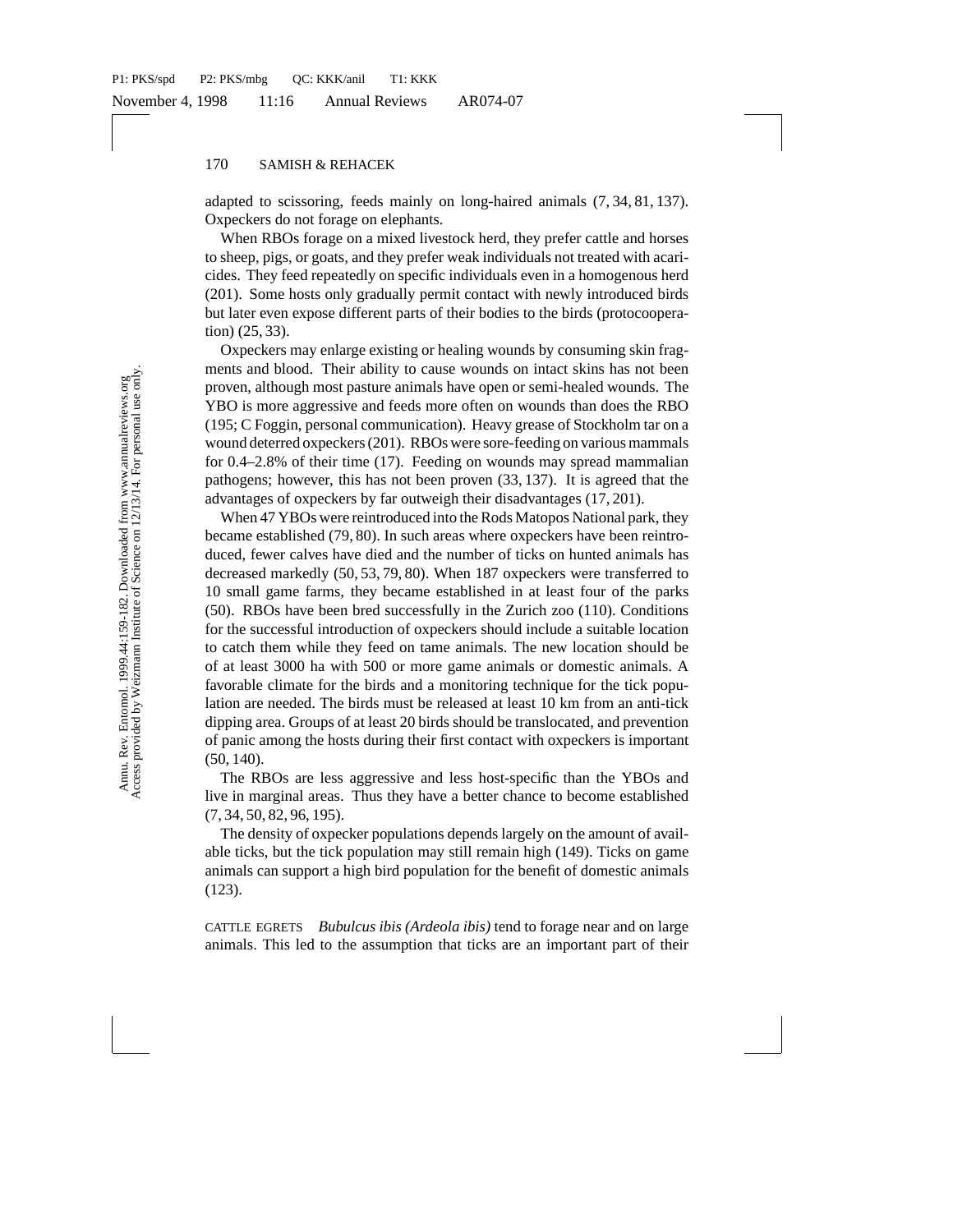adapted to scissoring, feeds mainly on long-haired animals (7, 34, 81, 137). Oxpeckers do not forage on elephants.

When RBOs forage on a mixed livestock herd, they prefer cattle and horses to sheep, pigs, or goats, and they prefer weak individuals not treated with acaricides. They feed repeatedly on specific individuals even in a homogenous herd (201). Some hosts only gradually permit contact with newly introduced birds but later even expose different parts of their bodies to the birds (protocooperation) (25, 33).

Oxpeckers may enlarge existing or healing wounds by consuming skin fragments and blood. Their ability to cause wounds on intact skins has not been proven, although most pasture animals have open or semi-healed wounds. The YBO is more aggressive and feeds more often on wounds than does the RBO (195; C Foggin, personal communication). Heavy grease of Stockholm tar on a wound deterred oxpeckers (201). RBOs were sore-feeding on various mammals for 0.4–2.8% of their time (17). Feeding on wounds may spread mammalian pathogens; however, this has not been proven (33, 137). It is agreed that the advantages of oxpeckers by far outweigh their disadvantages (17, 201).

When 47 YBOs were reintroduced into the Rods Matopos National park, they became established (79, 80). In such areas where oxpeckers have been reintroduced, fewer calves have died and the number of ticks on hunted animals has decreased markedly (50, 53, 79, 80). When 187 oxpeckers were transferred to 10 small game farms, they became established in at least four of the parks (50). RBOs have been bred successfully in the Zurich zoo (110). Conditions for the successful introduction of oxpeckers should include a suitable location to catch them while they feed on tame animals. The new location should be of at least 3000 ha with 500 or more game animals or domestic animals. A favorable climate for the birds and a monitoring technique for the tick population are needed. The birds must be released at least 10 km from an anti-tick dipping area. Groups of at least 20 birds should be translocated, and prevention of panic among the hosts during their first contact with oxpeckers is important (50, 140).

The RBOs are less aggressive and less host-specific than the YBOs and live in marginal areas. Thus they have a better chance to become established (7, 34, 50, 82, 96, 195).

The density of oxpecker populations depends largely on the amount of available ticks, but the tick population may still remain high (149). Ticks on game animals can support a high bird population for the benefit of domestic animals (123).

CATTLE EGRETS *Bubulcus ibis (Ardeola ibis)* tend to forage near and on large animals. This led to the assumption that ticks are an important part of their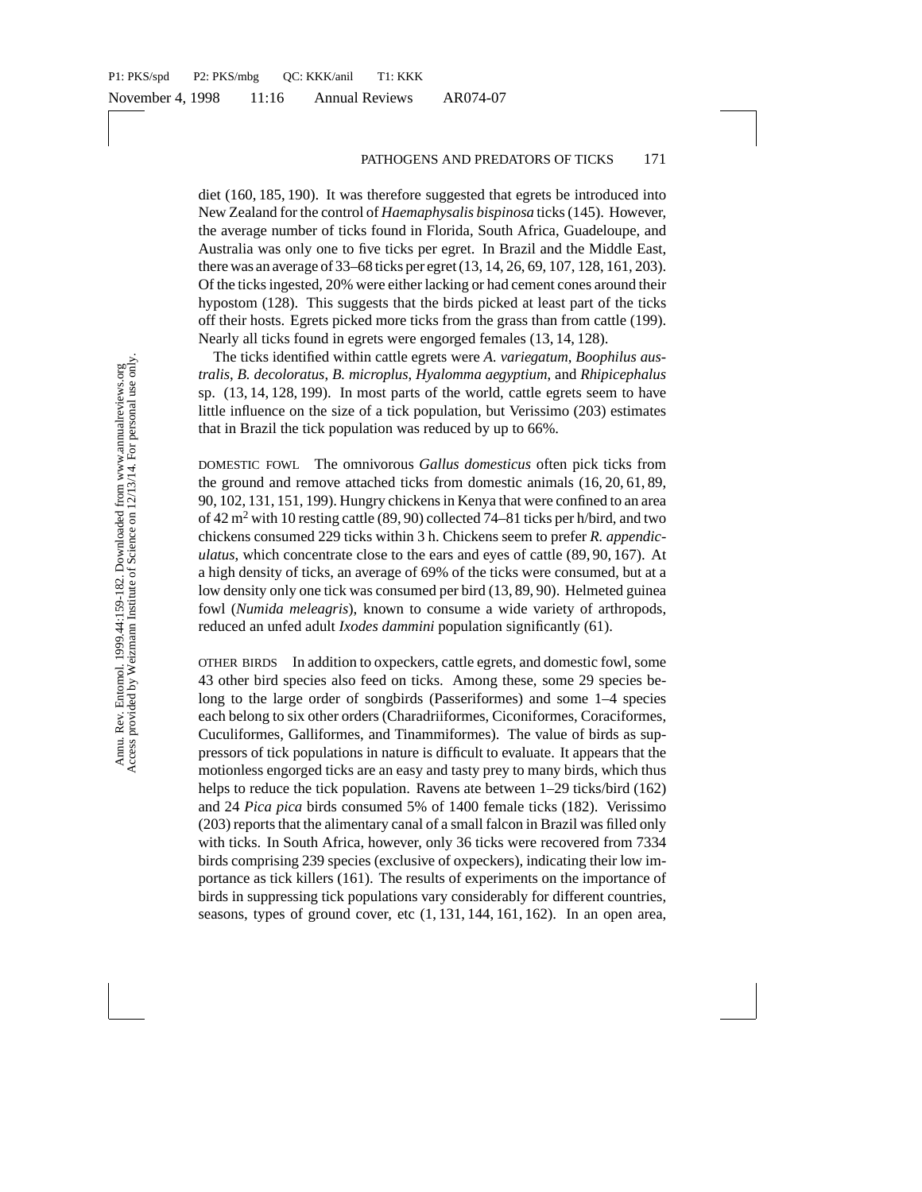diet (160, 185, 190). It was therefore suggested that egrets be introduced into New Zealand for the control of *Haemaphysalis bispinosa* ticks (145). However, the average number of ticks found in Florida, South Africa, Guadeloupe, and Australia was only one to five ticks per egret. In Brazil and the Middle East, there was an average of 33–68 ticks per egret (13, 14, 26, 69, 107, 128, 161, 203). Of the ticks ingested, 20% were either lacking or had cement cones around their hypostom (128). This suggests that the birds picked at least part of the ticks off their hosts. Egrets picked more ticks from the grass than from cattle (199). Nearly all ticks found in egrets were engorged females (13, 14, 128).

The ticks identified within cattle egrets were *A. variegatum*, *Boophilus australis*, *B. decoloratus*, *B. microplus*, *Hyalomma aegyptium*, and *Rhipicephalus* sp. (13, 14, 128, 199). In most parts of the world, cattle egrets seem to have little influence on the size of a tick population, but Verissimo (203) estimates that in Brazil the tick population was reduced by up to 66%.

DOMESTIC FOWL The omnivorous *Gallus domesticus* often pick ticks from the ground and remove attached ticks from domestic animals (16, 20, 61, 89, 90, 102, 131, 151, 199). Hungry chickens in Kenya that were confined to an area of 42 $m^2$ with 10 resting cattle (89, 90) collected 74–81 ticks per h/bird, and two chickens consumed 229 ticks within 3 h. Chickens seem to prefer *R. appendiculatus*, which concentrate close to the ears and eyes of cattle (89, 90, 167). At a high density of ticks, an average of 69% of the ticks were consumed, but at a low density only one tick was consumed per bird (13, 89, 90). Helmeted guinea fowl (*Numida meleagris*), known to consume a wide variety of arthropods, reduced an unfed adult *Ixodes dammini* population significantly (61).

OTHER BIRDS In addition to oxpeckers, cattle egrets, and domestic fowl, some 43 other bird species also feed on ticks. Among these, some 29 species belong to the large order of songbirds (Passeriformes) and some 1–4 species each belong to six other orders (Charadriiformes, Ciconiformes, Coraciformes, Cuculiformes, Galliformes, and Tinammiformes). The value of birds as suppressors of tick populations in nature is difficult to evaluate. It appears that the motionless engorged ticks are an easy and tasty prey to many birds, which thus helps to reduce the tick population. Ravens ate between 1–29 ticks/bird (162) and 24 *Pica pica* birds consumed 5% of 1400 female ticks (182). Verissimo (203) reports that the alimentary canal of a small falcon in Brazil was filled only with ticks. In South Africa, however, only 36 ticks were recovered from 7334 birds comprising 239 species (exclusive of oxpeckers), indicating their low importance as tick killers (161). The results of experiments on the importance of birds in suppressing tick populations vary considerably for different countries, seasons, types of ground cover, etc (1, 131, 144, 161, 162). In an open area,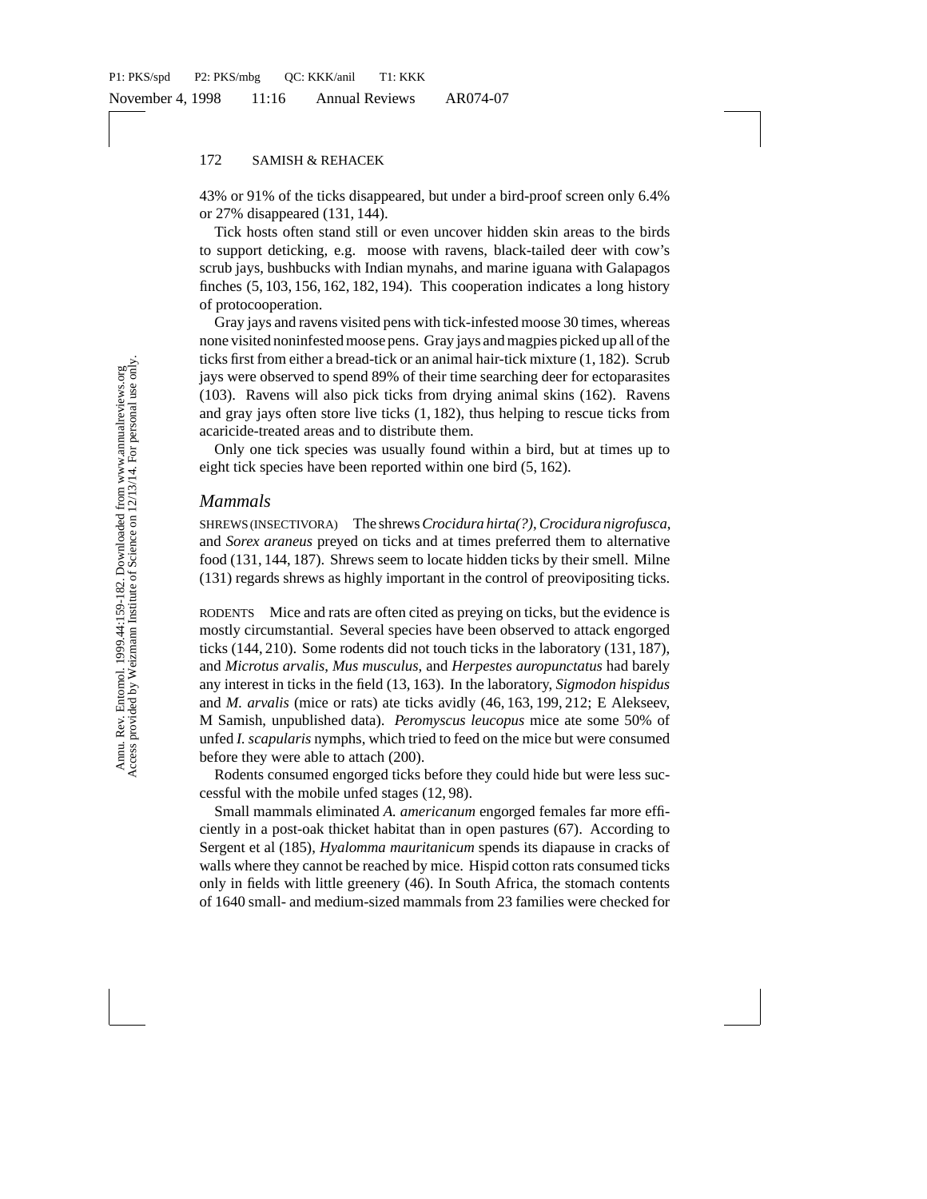43% or 91% of the ticks disappeared, but under a bird-proof screen only 6.4% or 27% disappeared (131, 144).

Tick hosts often stand still or even uncover hidden skin areas to the birds to support deticking, e.g. moose with ravens, black-tailed deer with cow's scrub jays, bushbucks with Indian mynahs, and marine iguana with Galapagos finches (5, 103, 156, 162, 182, 194). This cooperation indicates a long history of protocooperation.

Gray jays and ravens visited pens with tick-infested moose 30 times, whereas none visited noninfested moose pens. Gray jays and magpies picked up all of the ticks first from either a bread-tick or an animal hair-tick mixture (1, 182). Scrub jays were observed to spend 89% of their time searching deer for ectoparasites (103). Ravens will also pick ticks from drying animal skins (162). Ravens and gray jays often store live ticks (1, 182), thus helping to rescue ticks from acaricide-treated areas and to distribute them.

Only one tick species was usually found within a bird, but at times up to eight tick species have been reported within one bird (5, 162).

## *Mammals*

SHREWS (INSECTIVORA) The shrews *Crocidura hirta(?)*, *Crocidura nigrofusca*, and *Sorex araneus* preyed on ticks and at times preferred them to alternative food (131, 144, 187). Shrews seem to locate hidden ticks by their smell. Milne (131) regards shrews as highly important in the control of preovipositing ticks.

RODENTS Mice and rats are often cited as preying on ticks, but the evidence is mostly circumstantial. Several species have been observed to attack engorged ticks (144, 210). Some rodents did not touch ticks in the laboratory (131, 187), and *Microtus arvalis*, *Mus musculus*, and *Herpestes auropunctatus* had barely any interest in ticks in the field (13, 163). In the laboratory, *Sigmodon hispidus* and *M. arvalis* (mice or rats) ate ticks avidly (46, 163, 199, 212; E Alekseev, M Samish, unpublished data). *Peromyscus leucopus* mice ate some 50% of unfed *I. scapularis* nymphs, which tried to feed on the mice but were consumed before they were able to attach (200).

Rodents consumed engorged ticks before they could hide but were less successful with the mobile unfed stages (12, 98).

Small mammals eliminated *A. americanum* engorged females far more efficiently in a post-oak thicket habitat than in open pastures (67). According to Sergent et al (185), *Hyalomma mauritanicum* spends its diapause in cracks of walls where they cannot be reached by mice. Hispid cotton rats consumed ticks only in fields with little greenery (46). In South Africa, the stomach contents of 1640 small- and medium-sized mammals from 23 families were checked for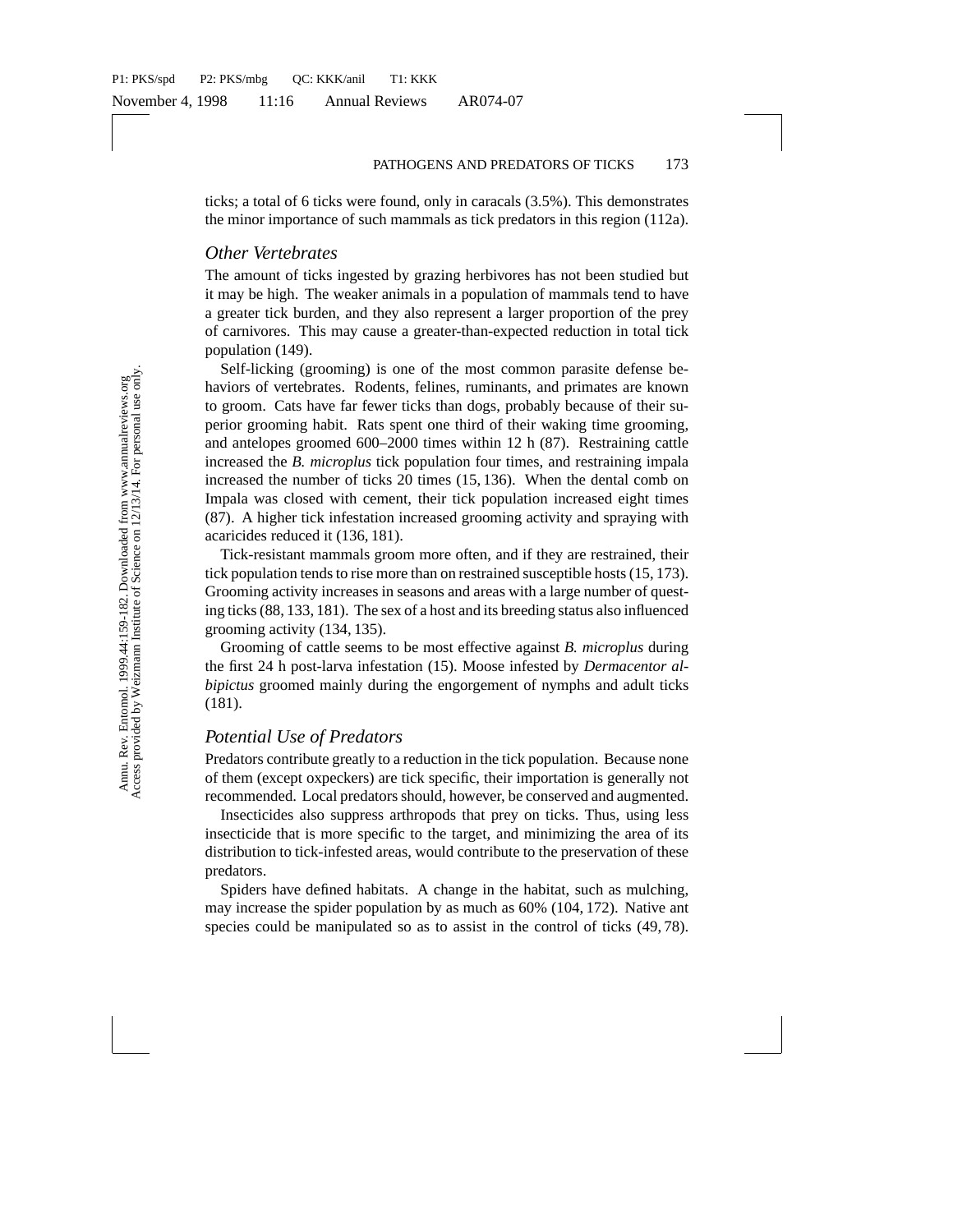ticks; a total of 6 ticks were found, only in caracals (3.5%). This demonstrates the minor importance of such mammals as tick predators in this region (112a).

### Other Vertebrates

The amount of ticks ingested by grazing herbivores has not been studied but it may be high. The weaker animals in a population of mammals tend to have a greater tick burden, and they also represent a larger proportion of the prey of carnivores. This may cause a greater-than-expected reduction in total tick population (149).

Self-licking (grooming) is one of the most common parasite defense behaviors of vertebrates. Rodents, felines, ruminants, and primates are known to groom. Cats have far fewer ticks than dogs, probably because of their superior grooming habit. Rats spent one third of their waking time grooming, and antelopes groomed 600–2000 times within 12 h (87). Restraining cattle increased the *B. microplus* tick population four times, and restraining impala increased the number of ticks 20 times (15, 136). When the dental comb on Impala was closed with cement, their tick population increased eight times (87). A higher tick infestation increased grooming activity and spraying with acaricides reduced it (136, 181).

Tick-resistant mammals groom more often, and if they are restrained, their tick population tends to rise more than on restrained susceptible hosts (15, 173). Grooming activity increases in seasons and areas with a large number of questing ticks (88, 133, 181). The sex of a host and its breeding status also influenced grooming activity (134, 135).

Grooming of cattle seems to be most effective against *B. microplus* during the first 24 h post-larva infestation (15). Moose infested by *Dermacentor albipictus* groomed mainly during the engorgement of nymphs and adult ticks (181).

### Potential Use of Predators

Predators contribute greatly to a reduction in the tick population. Because none of them (except oxpeckers) are tick specific, their importation is generally not recommended. Local predators should, however, be conserved and augmented.

Insecticides also suppress arthropods that prey on ticks. Thus, using less insecticide that is more specific to the target, and minimizing the area of its distribution to tick-infested areas, would contribute to the preservation of these predators.

Spiders have defined habitats. A change in the habitat, such as mulching, may increase the spider population by as much as 60% (104, 172). Native ant species could be manipulated so as to assist in the control of ticks (49, 78).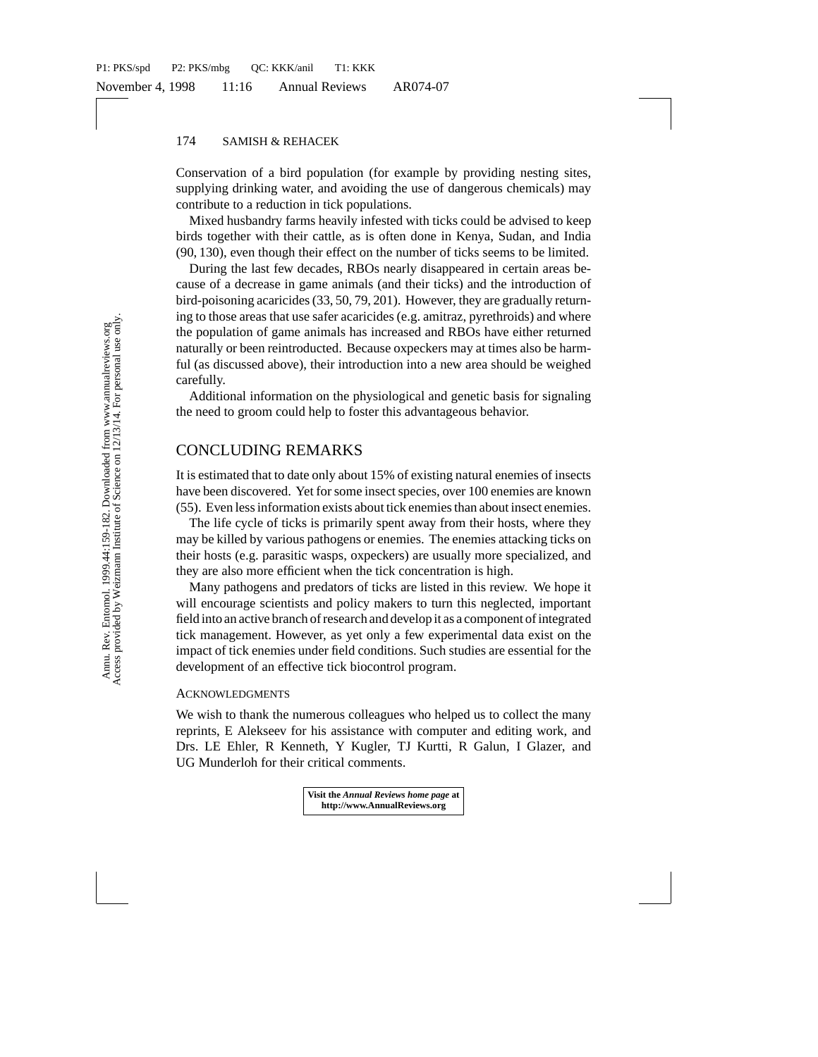Conservation of a bird population (for example by providing nesting sites, supplying drinking water, and avoiding the use of dangerous chemicals) may contribute to a reduction in tick populations.

Mixed husbandry farms heavily infested with ticks could be advised to keep birds together with their cattle, as is often done in Kenya, Sudan, and India (90, 130), even though their effect on the number of ticks seems to be limited.

During the last few decades, RBOs nearly disappeared in certain areas because of a decrease in game animals (and their ticks) and the introduction of bird-poisoning acaricides (33, 50, 79, 201). However, they are gradually returning to those areas that use safer acaricides (e.g. amitraz, pyrethroids) and where the population of game animals has increased and RBOs have either returned naturally or been reintroducted. Because oxpeckers may at times also be harmful (as discussed above), their introduction into a new area should be weighed carefully.

Additional information on the physiological and genetic basis for signaling the need to groom could help to foster this advantageous behavior.

## CONCLUDING REMARKS

It is estimated that to date only about 15% of existing natural enemies of insects have been discovered. Yet for some insect species, over 100 enemies are known (55). Even less information exists about tick enemies than about insect enemies.

The life cycle of ticks is primarily spent away from their hosts, where they may be killed by various pathogens or enemies. The enemies attacking ticks on their hosts (e.g. parasitic wasps, oxpeckers) are usually more specialized, and they are also more efficient when the tick concentration is high.

Many pathogens and predators of ticks are listed in this review. We hope it will encourage scientists and policy makers to turn this neglected, important field into an active branch of research and develop it as a component of integrated tick management. However, as yet only a few experimental data exist on the impact of tick enemies under field conditions. Such studies are essential for the development of an effective tick biocontrol program.

### ACKNOWLEDGMENTS

We wish to thank the numerous colleagues who helped us to collect the many reprints, E Alekseev for his assistance with computer and editing work, and Drs. LE Ehler, R Kenneth, Y Kugler, TJ Kurtti, R Galun, I Glazer, and UG Munderloh for their critical comments.

**Visit the *Annual Reviews home page* at http://www.AnnualReviews.org**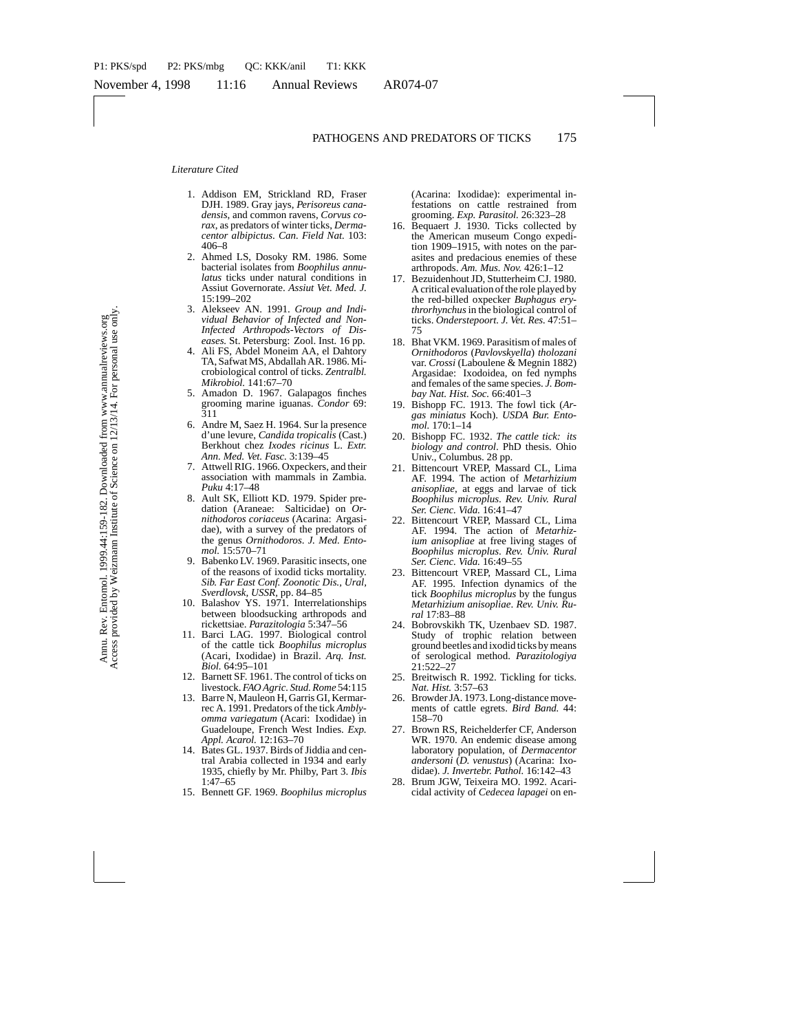*Literature Cited*

1. Addison EM, Strickland RD, Fraser DJH. 1989. Gray jays, *Perisoreus canadensis*, and common ravens, *Corvus corax*, as predators of winter ticks, *Dermacentor albipictus*. *Can. Field Nat.* 103: 406–8
2. Ahmed LS, Dosoky RM. 1986. Some bacterial isolates from *Boophilus annulatus* ticks under natural conditions in Assiut Governorate. *Assiut Vet. Med. J.* 15:199–202
3. Alekseev AN. 1991. *Group and Individual Behavior of Infected and Non-Infected Arthropods-Vectors of Diseases.* St. Petersburg: Zool. Inst. 16 pp.
4. Ali FS, Abdel Moneim AA, el Dahtory TA, Safwat MS, Abdallah AR. 1986. Microbiological control of ticks. *Zentralbl. Mikrobiol.* 141:67–70
5. Amadon D. 1967. Galapagos finches grooming marine iguanas. *Condor* 69: 311
6. Andre M, Saez H. 1964. Sur la presence d'une levure, *Candida tropicalis* (Cast.) Berkhout chez *Ixodes ricinus* L. *Extr. Ann. Med. Vet. Fasc.* 3:139–45
7. Attwell RIG. 1966. Oxpeckers, and their association with mammals in Zambia. *Puku* 4:17–48
8. Ault SK, Elliott KD. 1979. Spider predation (Araneae: Salticidae) on *Ornithodoros coriaceus* (Acarina: Argasidae), with a survey of the predators of the genus *Ornithodoros*. *J. Med. Entomol.* 15:570–71
9. Babenko LV. 1969. Parasitic insects, one of the reasons of ixodid ticks mortality. *Sib. Far East Conf. Zoonotic Dis., Ural, Sverdlovsk, USSR*, pp. 84–85
10. Balashov YS. 1971. Interrelationships between bloodsucking arthropods and rickettsiae. *Parazitologia* 5:347–56
11. Barci LAG. 1997. Biological control of the cattle tick *Boophilus microplus* (Acari, Ixodidae) in Brazil. *Arq. Inst. Biol.* 64:95–101
12. Barnett SF. 1961. The control of ticks on livestock. *FAO Agric. Stud. Rome* 54:115
13. Barre N, Mauleon H, Garris GI, Kermarrec A. 1991. Predators of the tick *Amblyomma variegatum* (Acari: Ixodidae) in Guadeloupe, French West Indies. *Exp. Appl. Acarol.* 12:163–70
14. Bates GL. 1937. Birds of Jiddia and central Arabia collected in 1934 and early 1935, chiefly by Mr. Philby, Part 3. *Ibis* 1:47–65
15. Bennett GF. 1969. *Boophilus microplus* (Acarina: Ixodidae): experimental infestations on cattle restrained from grooming. *Exp. Parasitol.* 26:323–28
16. Bequaert J. 1930. Ticks collected by the American museum Congo expedition 1909–1915, with notes on the parasites and predacious enemies of these arthropods. *Am. Mus. Nov.* 426:1–12
17. Bezuidenhout JD, Stutterheim CJ. 1980. A critical evaluation of the role played by the red-billed oxpecker *Buphagus erythrorhynchus* in the biological control of ticks. *Onderstepoort. J. Vet. Res.* 47:51–75
18. Bhat VKM. 1969. Parasitism of males of *Ornithodoros* (*Pavlovskyella*) *tholozani* var. *Crossi* (Laboulene & Megnin 1882) Argasidae: Ixodoidea, on fed nymphs and females of the same species. *J. Bombay Nat. Hist. Soc.* 66:401–3
19. Bishopp FC. 1913. The fowl tick (*Argas miniatus* Koch). *USDA Bur. Entomol.* 170:1–14
20. Bishopp FC. 1932. *The cattle tick: its biology and control*. PhD thesis. Ohio Univ., Columbus. 28 pp.
21. Bittencourt VREP, Massard CL, Lima AF. 1994. The action of *Metarhizium anisopliae*, at eggs and larvae of tick *Boophilus microplus*. *Rev. Univ. Rural Ser. Cienc. Vida.* 16:41–47
22. Bittencourt VREP, Massard CL, Lima AF. 1994. The action of *Metarhizium anisopliae* at free living stages of *Boophilus microplus*. *Rev. Univ. Rural Ser. Cienc. Vida.* 16:49–55
23. Bittencourt VREP, Massard CL, Lima AF. 1995. Infection dynamics of the tick *Boophilus microplus* by the fungus *Metarhizium anisopliae*. *Rev. Univ. Rural* 17:83–88
24. Bobrovskikh TK, Uzenbaev SD. 1987. Study of trophic relation between ground beetles and ixodid ticks by means of serological method. *Parazitologiya* 21:522–27
25. Breitwisch R. 1992. Tickling for ticks. *Nat. Hist.* 3:57–63
26. Browder JA. 1973. Long-distance movements of cattle egrets. *Bird Band.* 44: 158–70
27. Brown RS, Reichelderfer CF, Anderson WR. 1970. An endemic disease among laboratory population, of *Dermacentor andersoni* (*D. venustus*) (Acarina: Ixodidae). *J. Invertebr. Pathol.* 16:142–43
28. Brum JGW, Teixeira MO. 1992. Acaricidal activity of *Cedecea lapagei* on en-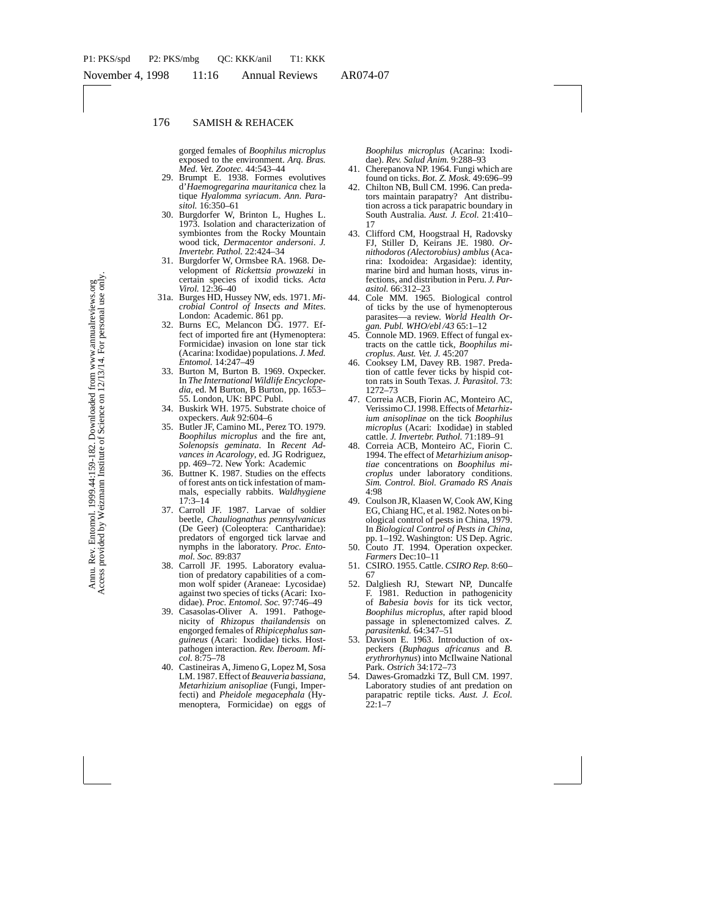gorged females of *Boophilus microplus* exposed to the environment. *Arq. Bras. Med. Vet. Zootec.* 44:543–44

29. Brumpt E. 1938. Formes evolutives d'*Haemogregarina mauritanica* chez la tique *Hyalomma syriacum*. *Ann. Parasitol.* 16:350–61
30. Burgdorfer W, Brinton L, Hughes L. 1973. Isolation and characterization of symbiontes from the Rocky Mountain wood tick, *Dermacentor andersoni*. *J. Invertebr. Pathol.* 22:424–34
31. Burgdorfer W, Ormsbee RA. 1968. Development of *Rickettsia prowazeki* in certain species of ixodid ticks. *Acta Virol.* 12:36–40

31a. Burges HD, Hussey NW, eds. 1971. *Microbial Control of Insects and Mites*. London: Academic. 861 pp.

32. Burns EC, Melancon DG. 1977. Effect of imported fire ant (Hymenoptera: Formicidae) invasion on lone star tick (Acarina: Ixodidae) populations. *J. Med. Entomol.* 14:247–49
33. Burton M, Burton B. 1969. Oxpecker. In *The International Wildlife Encyclopedia*, ed. M Burton, B Burton, pp. 1653–55. London, UK: BPC Publ.
34. Buskirk WH. 1975. Substrate choice of oxpeckers. *Auk* 92:604–6
35. Butler JF, Camino ML, Perez TO. 1979. *Boophilus microplus* and the fire ant, *Solenopsis geminata*. In *Recent Advances in Acarology*, ed. JG Rodriguez, pp. 469–72. New York: Academic
36. Buttner K. 1987. Studies on the effects of forest ants on tick infestation of mammals, especially rabbits. *Waldhygiene* 17:3–14
37. Carroll JF. 1987. Larvae of soldier beetle, *Chauliognathus pennsylvanicus* (De Geer) (Coleoptera: Cantharidae): predators of engorged tick larvae and nymphs in the laboratory. *Proc. Entomol. Soc.* 89:837
38. Carroll JF. 1995. Laboratory evaluation of predatory capabilities of a common wolf spider (Araneae: Lycosidae) against two species of ticks (Acari: Ixodidae). *Proc. Entomol. Soc.* 97:746–49
39. Casasolas-Oliver A. 1991. Pathogenicity of *Rhizopus thailandensis* on engorged females of *Rhipicephalus sanguineus* (Acari: Ixodidae) ticks. Host-pathogen interaction. *Rev. Iberoam. Micol.* 8:75–78
40. Castineiras A, Jimeno G, Lopez M, Sosa LM. 1987. Effect of *Beauveria bassiana*, *Metarhizium anisopliae* (Fungi, Imperfecti) and *Pheidole megacephala* (Hymenoptera, Formicidae) on eggs of *Boophilus microplus* (Acarina: Ixodidae). *Rev. Salud Anim.* 9:288–93
41. Cherepanova NP. 1964. Fungi which are found on ticks. *Bot. Z. Mosk.* 49:696–99
42. Chilton NB, Bull CM. 1996. Can predators maintain parapatry? Ant distribution across a tick parapatric boundary in South Australia. *Aust. J. Ecol.* 21:410–17
43. Clifford CM, Hoogstraal H, Radovsky FJ, Stiller D, Keirans JE. 1980. *Ornithodoros (Alectorobius) amblus* (Acarina: Ixodoidea: Argasidae): identity, marine bird and human hosts, virus infections, and distribution in Peru. *J. Parasitol.* 66:312–23
44. Cole MM. 1965. Biological control of ticks by the use of hymenopterous parasites—a review. *World Health Organ. Publ. WHO/ebl/43* 65:1–12
45. Connole MD. 1969. Effect of fungal extracts on the cattle tick, *Boophilus microplus*. *Aust. Vet. J.* 45:207
46. Cooksey LM, Davey RB. 1987. Predation of cattle fever ticks by hispid cotton rats in South Texas. *J. Parasitol.* 73:1272–73
47. Correia ACB, Fiorin AC, Monteiro AC, Verissimo CJ. 1998. Effects of *Metarhizium anisoplinae* on the tick *Boophilus microplus* (Acari: Ixodidae) in stabled cattle. *J. Invertebr. Pathol.* 71:189–91
48. Correia ACB, Monteiro AC, Fiorin C. 1994. The effect of *Metarhizium anisoptiae* concentrations on *Boophilus microplus* under laboratory conditions. *Sim. Control. Biol. Gramado RS Anais* 4:98
49. Coulson JR, Klaassen W, Cook AW, King EG, Chiang HC, et al. 1982. Notes on biological control of pests in China, 1979. In *Biological Control of Pests in China*, pp. 1–192. Washington: US Dep. Agric.
50. Couto JT. 1994. Operation oxpecker. *Farmers* Dec:10–11
51. CSIRO. 1955. Cattle. *CSIRO Rep.* 8:60–67
52. Dalgliesh RJ, Stewart NP, Duncalfe F. 1981. Reduction in pathogenicity of *Babesia bovis* for its tick vector, *Boophilus microplus*, after rapid blood passage in splenectomized calves. *Z. parasitenkd.* 64:347–51
53. Davison E. 1963. Introduction of oxpeckers (*Buphagus africanus* and *B. erythrorhynus*) into McIlwaine National Park. *Ostrich* 34:172–73
54. Dawes-Gromadzki TZ, Bull CM. 1997. Laboratory studies of ant predation on parapatric reptile ticks. *Aust. J. Ecol.* 22:1–7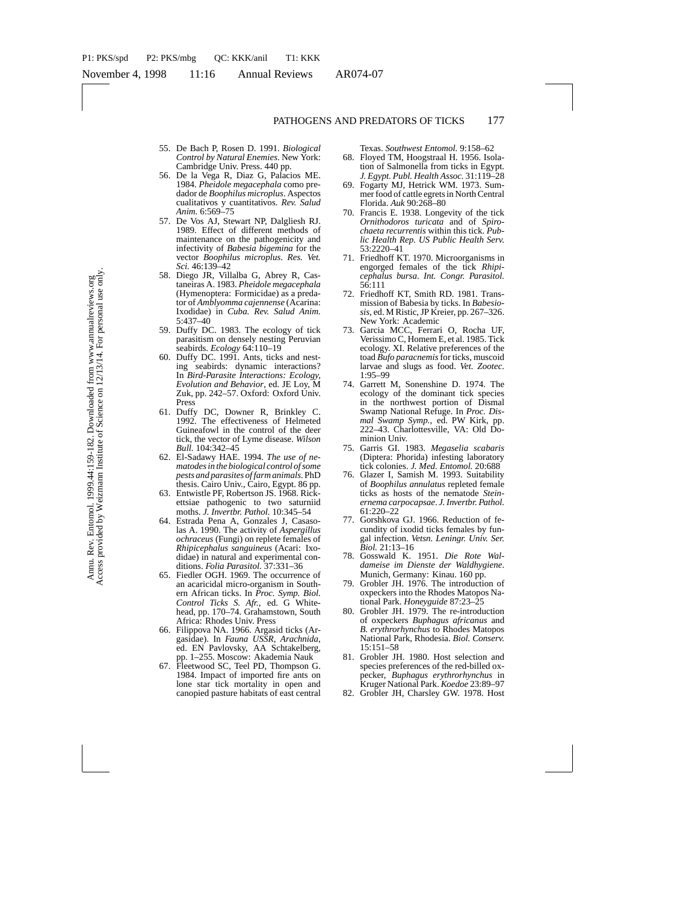55. De Bach P, Rosen D. 1991. *Biological Control by Natural Enemies*. New York: Cambridge Univ. Press. 440 pp.
56. De la Vega R, Diaz G, Palacios ME. 1984. *Pheidole megacephala* como predador de *Boophilus microplus*. Aspectos cualitativos y cuantitativos. *Rev. Salud Anim.* 6:569–75
57. De Vos AJ, Stewart NP, Dalgliesh RJ. 1989. Effect of different methods of maintenance on the pathogenicity and infectivity of *Babesia bigemina* for the vector *Boophilus microplus*. *Res. Vet. Sci.* 46:139–42
58. Diego JR, Villalba G, Abrey R, Castaneiras A. 1983. *Pheidole megacephala* (Hymenoptera: Formicidae) as a predator of *Amblyomma cajennense* (Acarina: Ixodidae) in *Cuba. Rev. Salud Anim.* 5:437–40
59. Duffy DC. 1983. The ecology of tick parasitism on densely nesting Peruvian seabirds. *Ecology* 64:110–19
60. Duffy DC. 1991. Ants, ticks and nesting seabirds: dynamic interactions? In *Bird-Parasite Interactions: Ecology, Evolution and Behavior*, ed. JE Loy, M Zuk, pp. 242–57. Oxford: Oxford Univ. Press
61. Duffy DC, Downer R, Brinkley C. 1992. The effectiveness of Helmeted Guineafowl in the control of the deer tick, the vector of Lyme disease. *Wilson Bull.* 104:342–45
62. El-Sadawy HAE. 1994. *The use of nematodes in the biological control of some pests and parasites of farm animals*. PhD thesis. Cairo Univ., Cairo, Egypt. 86 pp.
63. Entwistle PF, Robertson JS. 1968. Rickettsiae pathogenic to two saturniid moths. *J. Invertbr. Pathol.* 10:345–54
64. Estrada Pena A, Gonzales J, Casasolas A. 1990. The activity of *Aspergillus ochraceus* (Fungi) on replete females of *Rhipicephalus sanguineus* (Acari: Ixodidae) in natural and experimental conditions. *Folia Parasitol.* 37:331–36
65. Fiedler OGH. 1969. The occurrence of an acaricidal micro-organism in Southern African ticks. In *Proc. Symp. Biol. Control Ticks S. Afr.*, ed. G Whitehead, pp. 170–74. Grahamstown, South Africa: Rhodes Univ. Press
66. Filippova NA. 1966. Argasid ticks (Argasidae). In *Fauna USSR, Arachnida*, ed. EN Pavlovsky, AA Schtakelberg, pp. 1–255. Moscow: Akademia Nauk
67. Fleetwood SC, Teel PD, Thompson G. 1984. Impact of imported fire ants on lone star tick mortality in open and canopied pasture habitats of east central Texas. *Southwest Entomol.* 9:158–62
68. Floyed TM, Hoogstraal H. 1956. Isolation of Salmonella from ticks in Egypt. *J. Egypt. Publ. Health Assoc.* 31:119–28
69. Fogarty MJ, Hetrick WM. 1973. Summer food of cattle egrets in North Central Florida. *Auk* 90:268–80
70. Francis E. 1938. Longevity of the tick *Ornithodoros turicata* and of *Spirochaeta recurrentis* within this tick. *Public Health Rep. US Public Health Serv.* 53:2220–41
71. Friedhoff KT. 1970. Microorganisms in engorged females of the tick *Rhipicephalus bursa*. *Int. Congr. Parasitol.* 56:111
72. Friedhoff KT, Smith RD. 1981. Transmission of Babesia by ticks. In *Babesiosis*, ed. M Ristic, JP Kreier, pp. 267–326. New York: Academic
73. Garcia MCC, Ferrari O, Rocha UF, Verissimo C, Homem E, et al. 1985. Tick ecology. XI. Relative preferences of the toad *Bufo paracnemis* for ticks, muscoid larvae and slugs as food. *Vet. Zootec.* 1:95–99
74. Garrett M, Sonenshine D. 1974. The ecology of the dominant tick species in the northwest portion of Dismal Swamp National Refuge. In *Proc. Dismal Swamp Symp.*, ed. PW Kirk, pp. 222–43. Charlottesville, VA: Old Dominion Univ.
75. Garris GI. 1983. *Megaselia scabaris* (Diptera: Phorida) infesting laboratory tick colonies. *J. Med. Entomol.* 20:688
76. Glazer I, Samish M. 1993. Suitability of *Boophilus annulatus* repleted female ticks as hosts of the nematode *Steinernema carpocapsae*. *J. Invertbr. Pathol.* 61:220–22
77. Gorshkova GJ. 1966. Reduction of fecundity of ixodid ticks females by fungal infection. *Vetsn. Leningr. Univ. Ser. Biol.* 21:13–16
78. Gosswald K. 1951. *Die Rote Waldameise im Dienste der Waldhygiene*. Munich, Germany: Kinau. 160 pp.
79. Grobler JH. 1976. The introduction of oxpeckers into the Rhodes Matopos National Park. *Honeyguide* 87:23–25
80. Grobler JH. 1979. The re-introduction of oxpeckers *Buphagus africanus* and *B. erythrorhynchus* to Rhodes Matopos National Park, Rhodesia. *Biol. Conserv.* 15:151–58
81. Grobler JH. 1980. Host selection and species preferences of the red-billed oxpecker, *Buphagus erythrorhynchus* in Kruger National Park. *Koedoe* 23:89–97
82. Grobler JH, Charsley GW. 1978. Host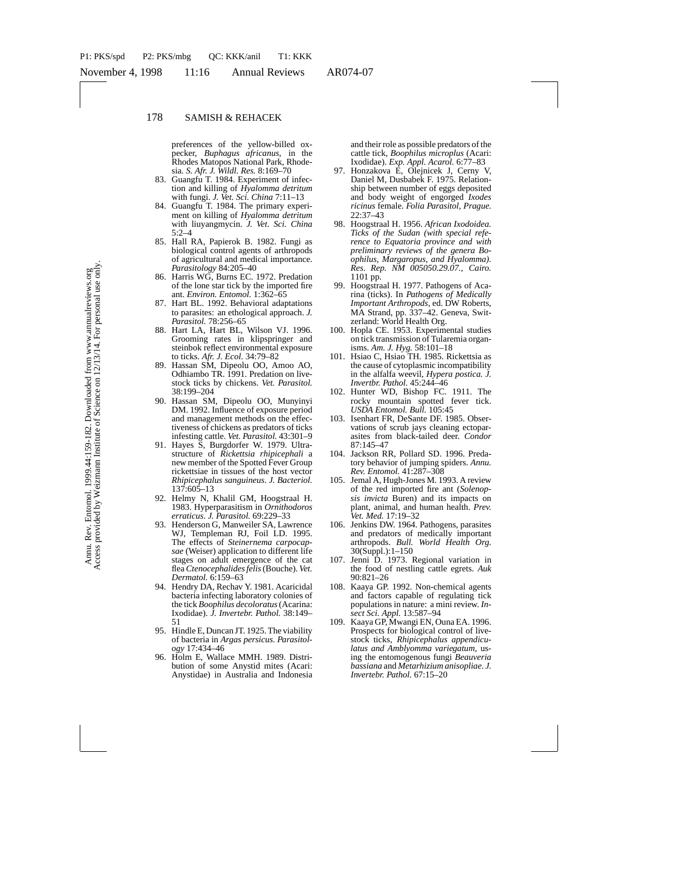preferences of the yellow-billed oxpecker, *Buphagus africanus*, in the Rhodes Matopos National Park, Rhodesia. *S. Afr. J. Wildl. Res.* 8:169–70

83. Guangfu T. 1984. Experiment of infection and killing of *Hyalomma detritum* with fungi. *J. Vet. Sci. China* 7:11–13
84. Guangfu T. 1984. The primary experiment on killing of *Hyalomma detritum* with liuyangmycin. *J. Vet. Sci. China* 5:2–4
85. Hall RA, Papierok B. 1982. Fungi as biological control agents of arthropods of agricultural and medical importance. *Parasitology* 84:205–40
86. Harris WG, Burns EC. 1972. Predation of the lone star tick by the imported fire ant. *Environ. Entomol.* 1:362–65
87. Hart BL. 1992. Behavioral adaptations to parasites: an ethological approach. *J. Parasitol.* 78:256–65
88. Hart LA, Hart BL, Wilson VJ. 1996. Grooming rates in klipspringer and steinbok reflect environmental exposure to ticks. *Afr. J. Ecol.* 34:79–82
89. Hassan SM, Dipeolu OO, Amoo AO, Odhiambo TR. 1991. Predation on livestock ticks by chickens. *Vet. Parasitol.* 38:199–204
90. Hassan SM, Dipeolu OO, Munyinyi DM. 1992. Influence of exposure period and management methods on the effectiveness of chickens as predators of ticks infesting cattle. *Vet. Parasitol.* 43:301–9
91. Hayes S, Burgdorfer W. 1979. Ultrastructure of *Rickettsia rhipicephali* a new member of the Spotted Fever Group rickettsiae in tissues of the host vector *Rhipicephalus sanguineus*. *J. Bacteriol.* 137:605–13
92. Helmy N, Khalil GM, Hoogstraal H. 1983. Hyperparasitism in *Ornithodoros erraticus*. *J. Parasitol.* 69:229–33
93. Henderson G, Manweiler SA, Lawrence WJ, Templeman RJ, Foil LD. 1995. The effects of *Steinernema carpocapsae* (Weiser) application to different life stages on adult emergence of the cat flea *Ctenocephalides felis* (Bouche). *Vet. Dermatol.* 6:159–63
94. Hendry DA, Rechav Y. 1981. Acaricidal bacteria infecting laboratory colonies of the tick *Boophilus decoloratus* (Acarina: Ixodidae). *J. Invertebr. Pathol.* 38:149–51
95. Hindle E, Duncan JT. 1925. The viability of bacteria in *Argas persicus*. *Parasitology* 17:434–46
96. Holm E, Wallace MMH. 1989. Distribution of some Anystid mites (Acari: Anystidae) in Australia and Indonesia and their role as possible predators of the cattle tick, *Boophilus microplus* (Acari: Ixodidae). *Exp. Appl. Acarol.* 6:77–83
97. Honzakova E, Olejnicek J, Cerny V, Daniel M, Dusbabek F. 1975. Relationship between number of eggs deposited and body weight of engorged *Ixodes ricinus* female. *Folia Parasitol, Prague.* 22:37–43
98. Hoogstraal H. 1956. *African Ixodoidea. Ticks of the Sudan (with special reference to Equatoria province and with preliminary reviews of the genera Boophilus, Margaropus, and Hyalomma). Res. Rep. NM 005050.29.07., Cairo.* 1101 pp.
99. Hoogstraal H. 1977. Pathogens of Acarina (ticks). In *Pathogens of Medically Important Arthropods*, ed. DW Roberts, MA Strand, pp. 337–42. Geneva, Switzerland: World Health Org.
100. Hopla CE. 1953. Experimental studies on tick transmission of Tularemia organisms. *Am. J. Hyg.* 58:101–18
101. Hsiao C, Hsiao TH. 1985. Rickettsia as the cause of cytoplasmic incompatibility in the alfalfa weevil, *Hypera postica*. *J. Invertbr. Pathol.* 45:244–46
102. Hunter WD, Bishop FC. 1911. The rocky mountain spotted fever tick. *USDA Entomol. Bull.* 105:45
103. Isenhart FR, DeSante DF. 1985. Observations of scrub jays cleaning ectoparasites from black-tailed deer. *Condor* 87:145–47
104. Jackson RR, Pollard SD. 1996. Predatory behavior of jumping spiders. *Annu. Rev. Entomol.* 41:287–308
105. Jemal A, Hugh-Jones M. 1993. A review of the red imported fire ant (*Solenopsis invicta* Buren) and its impacts on plant, animal, and human health. *Prev. Vet. Med.* 17:19–32
106. Jenkins DW. 1964. Pathogens, parasites and predators of medically important arthropods. *Bull. World Health Org.* 30(Suppl.):1–150
107. Jenni D. 1973. Regional variation in the food of nestling cattle egrets. *Auk* 90:821–26
108. Kaaya GP. 1992. Non-chemical agents and factors capable of regulating tick populations in nature: a mini review. *Insect Sci. Appl.* 13:587–94
109. Kaaya GP, Mwangi EN, Ouna EA. 1996. Prospects for biological control of livestock ticks, *Rhipicephalus appendiculatus and Amblyomma variegatum*, using the entomogenous fungi *Beauveria bassiana* and *Metarhizium anisopliae*. *J. Invertebr. Pathol.* 67:15–20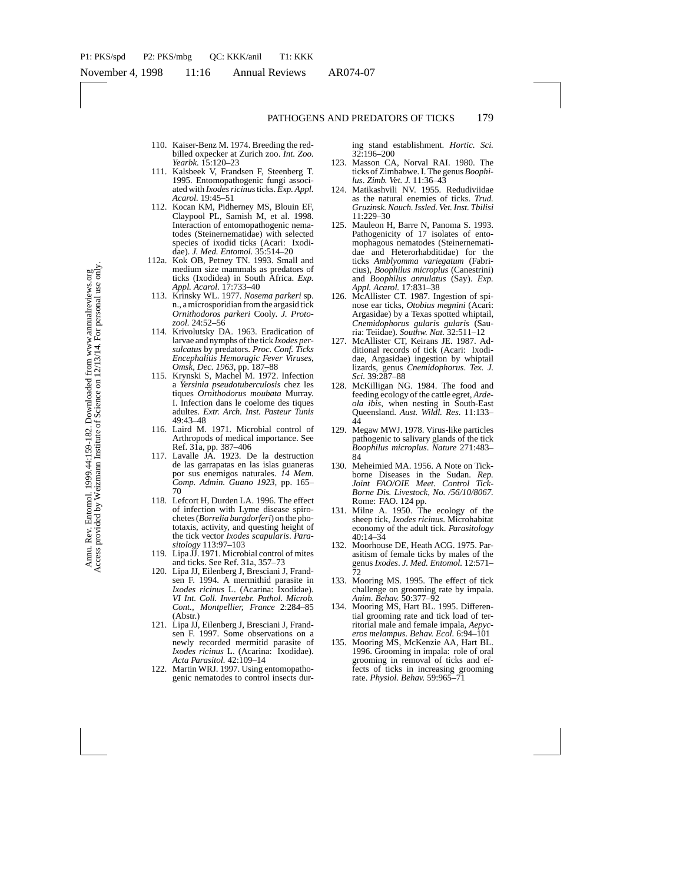110. Kaiser-Benz M. 1974. Breeding the red-billed oxpecker at Zurich zoo. *Int. Zoo. Yearbk.* 15:120–23
111. Kalsbeek V, Frandsen F, Steenberg T. 1995. Entomopathogenic fungi associated with *Ixodes ricinus* ticks. *Exp. Appl. Acarol.* 19:45–51
112. Kocan KM, Pidherney MS, Blouin EF, Claypool PL, Samish M, et al. 1998. Interaction of entomopathogenic nematodes (Steinernematidae) with selected species of ixodid ticks (Acari: Ixodidae). *J. Med. Entomol.* 35:514–20

112a. Kok OB, Petney TN. 1993. Small and medium size mammals as predators of ticks (Ixodidea) in South Africa. *Exp. Appl. Acarol.* 17:733–40

113. Krinsky WL. 1977. *Nosema parkeri* sp. n., a microsporidian from the argasid tick *Ornithodoros parkeri* Cooly. *J. Protozool.* 24:52–56
114. Krivolutsky DA. 1963. Eradication of larvae and nymphs of the tick *Ixodes persulcatus* by predators. *Proc. Conf. Ticks Encephalitis Hemoragic Fever Viruses, Omsk, Dec. 1963*, pp. 187–88
115. Krynski S, Machel M. 1972. Infection a *Yersinia pseudotuberculosis* chez les tiques *Ornithodorus moubata* Murray. I. Infection dans le coelome des tiques adultes. *Extr. Arch. Inst. Pasteur Tunis* 49:43–48
116. Laird M. 1971. Microbial control of Arthropods of medical importance. See Ref. 31a, pp. 387–406
117. Lavalle JA. 1923. De la destruction de las garrapatas en las islas guaneras por sus enemigos naturales. *14 Mem. Comp. Admin. Guano 1923*, pp. 165–70
118. Lefcort H, Durden LA. 1996. The effect of infection with Lyme disease spirochetes (*Borrelia burgdorferi*) on the phototaxis, activity, and questing height of the tick vector *Ixodes scapularis*. *Parasitology* 113:97–103
119. Lipa JJ. 1971. Microbial control of mites and ticks. See Ref. 31a, 357–73
120. Lipa JJ, Eilenberg J, Bresciani J, Frandsen F. 1994. A mermithid parasite in *Ixodes ricinus* L. (Acarina: Ixodidae). *VI Int. Coll. Invertebr. Pathol. Microb. Cont., Montpellier, France* 2:284–85 (Abstr.)
121. Lipa JJ, Eilenberg J, Bresciani J, Frandsen F. 1997. Some observations on a newly recorded mermitid parasite of *Ixodes ricinus* L. (Acarina: Ixodidae). *Acta Parasitol.* 42:109–14
122. Martin WRJ. 1997. Using entomopathogenic nematodes to control insects during stand establishment. *Hortic. Sci.* 32:196–200
123. Masson CA, Norval RAI. 1980. The ticks of Zimbabwe. I. The genus *Boophilus*. *Zimb. Vet. J.* 11:36–43
124. Matikashvili NV. 1955. Redudiviidae as the natural enemies of ticks. *Trud. Gruzinsk. Nauch. Issled. Vet. Inst. Tbilisi* 11:229–30
125. Mauleon H, Barre N, Panoma S. 1993. Pathogenicity of 17 isolates of entomophagous nematodes (Steinernematidae and Heterorhabditidae) for the ticks *Amblyomma variegatum* (Fabricius), *Boophilus microplus* (Canestrini) and *Boophilus annulatus* (Say). *Exp. Appl. Acarol.* 17:831–38
126. McAllister CT. 1987. Ingestion of spinose ear ticks, *Otobius megnini* (Acari: Argasidae) by a Texas spotted whiptail, *Cnemidophorus gularis gularis* (Sauria: Teiidae). *Southw. Nat.* 32:511–12
127. McAllister CT, Keirans JE. 1987. Additional records of tick (Acari: Ixodidae, Argasidae) ingestion by whiptail lizards, genus *Cnemidophorus*. *Tex. J. Sci.* 39:287–88
128. McKilligan NG. 1984. The food and feeding ecology of the cattle egret, *Ardeola ibis*, when nesting in South-East Queensland. *Aust. Wildl. Res.* 11:133–44
129. Megaw MWJ. 1978. Virus-like particles pathogenic to salivary glands of the tick *Boophilus microplus*. *Nature* 271:483–84
130. Meheimied MA. 1956. A Note on Tick-borne Diseases in the Sudan. *Rep. Joint FAO/OIE Meet. Control Tick-Borne Dis. Livestock, No. /56/10/8067.* Rome: FAO. 124 pp.
131. Milne A. 1950. The ecology of the sheep tick, *Ixodes ricinus*. Microhabitat economy of the adult tick. *Parasitology* 40:14–34
132. Moorhouse DE, Heath ACG. 1975. Parasitism of female ticks by males of the genus *Ixodes*. *J. Med. Entomol.* 12:571–72
133. Mooring MS. 1995. The effect of tick challenge on grooming rate by impala. *Anim. Behav.* 50:377–92
134. Mooring MS, Hart BL. 1995. Differential grooming rate and tick load of territorial male and female impala, *Aepyceros melampus*. *Behav. Ecol.* 6:94–101
135. Mooring MS, McKenzie AA, Hart BL. 1996. Grooming in impala: role of oral grooming in removal of ticks and effects of ticks in increasing grooming rate. *Physiol. Behav.* 59:965–71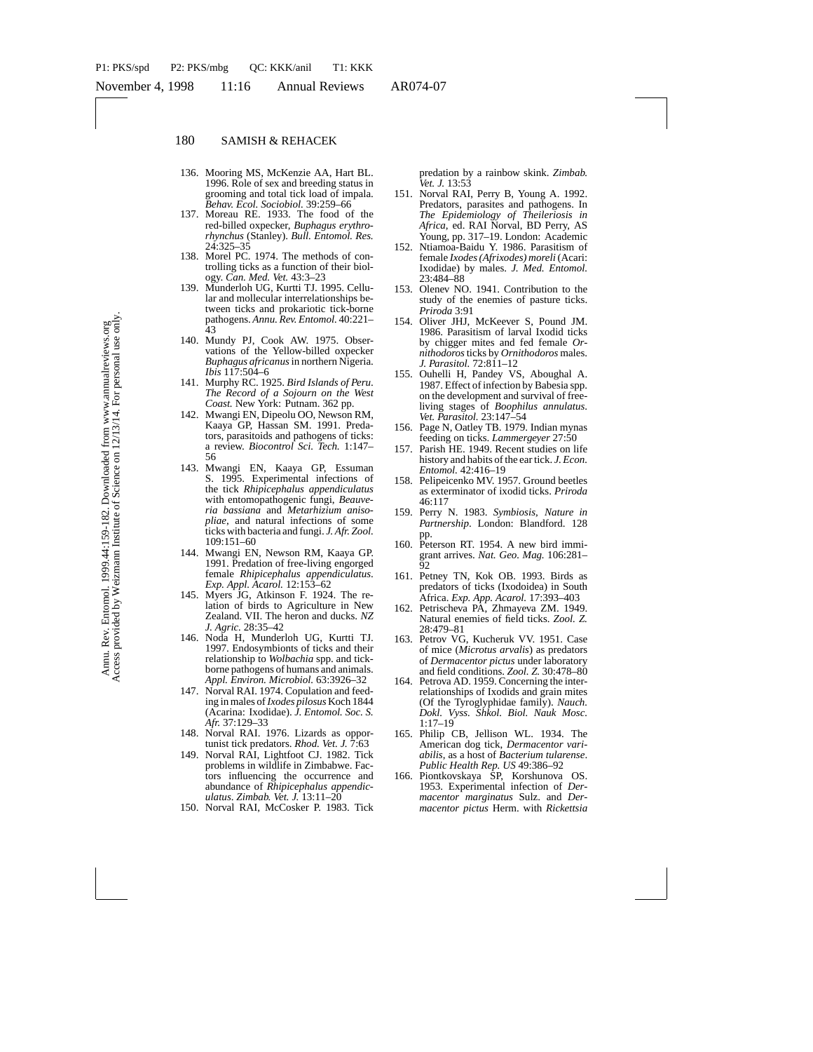136. Mooring MS, McKenzie AA, Hart BL. 1996. Role of sex and breeding status in grooming and total tick load of impala. *Behav. Ecol. Sociobiol.* 39:259–66
137. Moreau RE. 1933. The food of the red-billed oxpecker, *Buphagus erythrorhynchus* (Stanley). *Bull. Entomol. Res.* 24:325–35
138. Morel PC. 1974. The methods of controlling ticks as a function of their biology. *Can. Med. Vet.* 43:3–23
139. Munderloh UG, Kurtti TJ. 1995. Cellular and mollecular interrelationships between ticks and prokariotic tick-borne pathogens. *Annu. Rev. Entomol.* 40:221–43
140. Mundy PJ, Cook AW. 1975. Observations of the Yellow-billed oxpecker *Buphagus africanus* in northern Nigeria. *Ibis* 117:504–6
141. Murphy RC. 1925. *Bird Islands of Peru. The Record of a Sojourn on the West Coast.* New York: Putnam. 362 pp.
142. Mwangi EN, Dipeolu OO, Newson RM, Kaaya GP, Hassan SM. 1991. Predators, parasitoids and pathogens of ticks: a review. *Biocontrol Sci. Tech.* 1:147–56
143. Mwangi EN, Kaaya GP, Essuman S. 1995. Experimental infections of the tick *Rhipicephalus appendiculatus* with entomopathogenic fungi, *Beauveria bassiana* and *Metarhizium anisopliae*, and natural infections of some ticks with bacteria and fungi. *J. Afr. Zool.* 109:151–60
144. Mwangi EN, Newson RM, Kaaya GP. 1991. Predation of free-living engorged female *Rhipicephalus appendiculatus*. *Exp. Appl. Acarol.* 12:153–62
145. Myers JG, Atkinson F. 1924. The relation of birds to Agriculture in New Zealand. VII. The heron and ducks. *NZ J. Agric.* 28:35–42
146. Noda H, Munderloh UG, Kurttі TJ. 1997. Endosymbionts of ticks and their relationship to *Wolbachia* spp. and tick-borne pathogens of humans and animals. *Appl. Environ. Microbiol.* 63:3926–32
147. Norval RAI. 1974. Copulation and feeding in males of *Ixodes pilosus* Koch 1844 (Acarina: Ixodidae). *J. Entomol. Soc. S. Afr.* 37:129–33
148. Norval RAI. 1976. Lizards as opportunist tick predators. *Rhod. Vet. J.* 7:63
149. Norval RAI, Lightfoot CJ. 1982. Tick problems in wildlife in Zimbabwe. Factors influencing the occurrence and abundance of *Rhipicephalus appendiculatus*. *Zimbab. Vet. J.* 13:11–20
150. Norval RAI, McCosker P. 1983. Tick predation by a rainbow skink. *Zimbab. Vet. J.* 13:53
151. Norval RAI, Perry B, Young A. 1992. Predators, parasites and pathogens. In *The Epidemiology of Theileriosis in Africa*, ed. RAI Norval, BD Perry, AS Young, pp. 317–19. London: Academic
152. Ntiamoa-Baidu Y. 1986. Parasitism of female *Ixodes (Afrixodes) moreli* (Acari: Ixodidae) by males. *J. Med. Entomol.* 23:484–88
153. Olenev NO. 1941. Contribution to the study of the enemies of pasture ticks. *Priroda* 3:91
154. Oliver JHJ, McKeever S, Pound JM. 1986. Parasitism of larval Ixodid ticks by chigger mites and fed female *Ornithodoros* ticks by *Ornithodoros* males. *J. Parasitol.* 72:811–12
155. Ouhelli H, Pandey VS, Aboughal A. 1987. Effect of infection by Babesia spp. on the development and survival of free-living stages of *Boophilus annulatus*. *Vet. Parasitol.* 23:147–54
156. Page N, Oatley TB. 1979. Indian mynas feeding on ticks. *Lammergeyer* 27:50
157. Parish HE. 1949. Recent studies on life history and habits of the ear tick. *J. Econ. Entomol.* 42:416–19
158. Pelipeicenko MV. 1957. Ground beetles as exterminator of ixodid ticks. *Priroda* 46:117
159. Perry N. 1983. *Symbiosis, Nature in Partnership*. London: Blandford. 128 pp.
160. Peterson RT. 1954. A new bird immigrant arrives. *Nat. Geo. Mag.* 106:281–92
161. Petney TN, Kok OB. 1993. Birds as predators of ticks (Ixodoidea) in South Africa. *Exp. App. Acarol.* 17:393–403
162. Petrischeva PA, Zhmayeva ZM. 1949. Natural enemies of field ticks. *Zool. Z.* 28:479–81
163. Petrov VG, Kucheruk VV. 1951. Case of mice (*Microtus arvalis*) as predators of *Dermacentor pictus* under laboratory and field conditions. *Zool. Z.* 30:478–80
164. Petrova AD. 1959. Concerning the interrelationships of Ixodids and grain mites (Of the Tyroglyphidae family). *Nauch. Dokl. Vyss. Shkol. Biol. Nauk Mosc.* 1:17–19
165. Philip CB, Jellison WL. 1934. The American dog tick, *Dermacentor variabilis*, as a host of *Bacterium tularense*. *Public Health Rep. US* 49:386–92
166. Piontkovskaya SP, Korshunova OS. 1953. Experimental infection of *Dermacentor marginatus* Sulz. and *Dermacentor pictus* Herm. with *Rickettsia*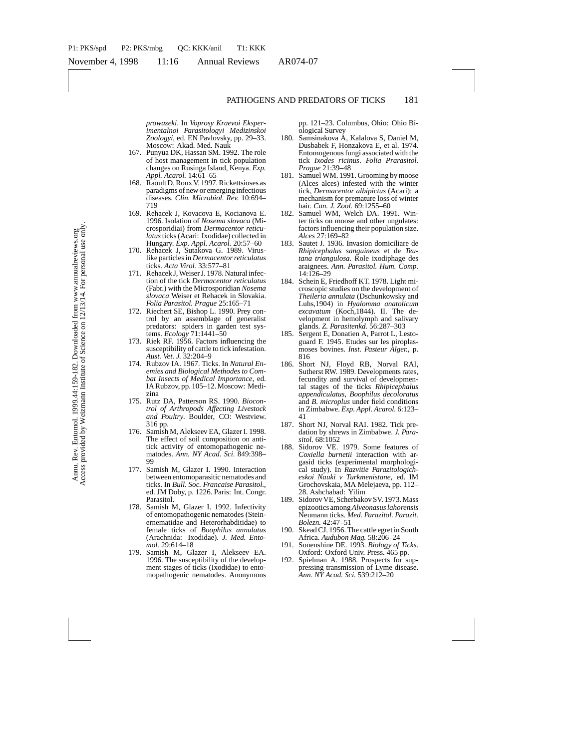*prowazeki*. In *Voprosy Kraevoi Eksperimentalnoi Parasitologyi Medizinskoi Zoologyi*, ed. EN Pavlovsky, pp. 29–33. Moscow: Akad. Med. Nauk

167. Punyua DK, Hassan SM. 1992. The role of host management in tick population changes on Rusinga Island, Kenya. *Exp. Appl. Acarol.* 14:61–65
168. Raoult D, Roux V. 1997. Rickettsioses as paradigms of new or emerging infectious diseases. *Clin. Microbiol. Rev.* 10:694–719
169. Rehacek J, Kovacova E, Kocianova E. 1996. Isolation of *Nosema slovaca* (Microsporidiai) from *Dermacentor reticulatus* ticks (Acari: Ixodidae) collected in Hungary. *Exp. Appl. Acarol.* 20:57–60
170. Rehacek J, Sutakova G. 1989. Virus-like particles in *Dermacentor reticulatus* ticks. *Acta Virol.* 33:577–81
171. Rehacek J, Weiser J. 1978. Natural infection of the tick *Dermacentor reticulatus* (Fabr.) with the Microsporidian *Nosema slovaca* Weiser et Rehacek in Slovakia. *Folia Parasitol. Prague* 25:165–71
172. Riechert SE, Bishop L. 1990. Prey control by an assemblage of generalist predators: spiders in garden test systems. *Ecology* 71:1441–50
173. Riek RF. 1956. Factors influencing the susceptibility of cattle to tick infestation. *Aust. Vet. J.* 32:204–9
174. Rubzov IA. 1967. Ticks. In *Natural Enemies and Biological Methodes to Combat Insects of Medical Importance*, ed. IA Rubzov, pp. 105–12. Moscow: Medizina
175. Rutz DA, Patterson RS. 1990. *Biocontrol of Arthropods Affecting Livestock and Poultry*. Boulder, CO: Westview. 316 pp.
176. Samish M, Alekseev EA, Glazer I. 1998. The effect of soil composition on anti-tick activity of entomopathogenic nematodes. *Ann. NY Acad. Sci.* 849:398–99
177. Samish M, Glazer I. 1990. Interaction between entomoparasitic nematodes and ticks. In *Bull. Soc. Francaise Parasitol.*, ed. JM Doby, p. 1226. Paris: Int. Congr. Parasitol.
178. Samish M, Glazer I. 1992. Infectivity of entomopathogenic nematodes (Steinernematidae and Heterorhabditidae) to female ticks of *Boophilus annulatus* (Arachnida: Ixodidae). *J. Med. Entomol.* 29:614–18
179. Samish M, Glazer I, Alekseev EA. 1996. The susceptibility of the development stages of ticks (Ixodidae) to entomopathogenic nematodes. Anonymous pp. 121–23. Columbus, Ohio: Ohio Biological Survey
180. Samsinakova A, Kalalova S, Daniel M, Dusbabek F, Honzakova E, et al. 1974. Entomogenous fungi associated with the tick *Ixodes ricinus*. *Folia Prarasitol. Prague* 21:39–48
181. Samuel WM. 1991. Grooming by moose (Alces alces) infested with the winter tick, *Dermacentor albipictus* (Acari): a mechanism for premature loss of winter hair. *Can. J. Zool.* 69:1255–60
182. Samuel WM, Welch DA. 1991. Winter ticks on moose and other ungulates: factors influencing their population size. *Alces* 27:169–82
183. Sautet J. 1936. Invasion domiciliaire de *Rhipicephalus sanguineus* et de *Teutana triangulosa*. Role ixodiphage des araignees. *Ann. Parasitol. Hum. Comp.* 14:126–29
184. Schein E, Friedhoff KT. 1978. Light microscopic studies on the development of *Theileria annulata* (Dschunkowsky and Luhs,1904) in *Hyalomma anatolicum excavatum* (Koch,1844). II. The development in hemolymph and salivary glands. *Z. Parasitenkd.* 56:287–303
185. Sergent E, Donatien A, Parrot L, Lestoguard F. 1945. Etudes sur les piroplasmoses bovines. *Inst. Pasteur Alger.*, p. 816
186. Short NJ, Floyd RB, Norval RAI, Sutherst RW. 1989. Developments rates, fecundity and survival of developmental stages of the ticks *Rhipicephalus appendiculatus*, *Boophilus decoloratus* and *B. microplus* under field conditions in Zimbabwe. *Exp. Appl. Acarol.* 6:123–41
187. Short NJ, Norval RAI. 1982. Tick predation by shrews in Zimbabwe. *J. Parasitol.* 68:1052
188. Sidorov VE. 1979. Some features of *Coxiella burnetii* interaction with argasid ticks (experimental morphological study). In *Razvitie Parazitologicheskoi Nauki v Turkmenistane*, ed. IM Grochovskaia, MA Melejaeva, pp. 112–28. Ashchabad: Yilim
189. Sidorov VE, Scherbakov SV. 1973. Mass epizootics among *Alveonasus lahorensis* Neumann ticks. *Med. Parazitol. Parazit. Bolezn.* 42:47–51
190. Skead CJ. 1956. The cattle egret in South Africa. *Audubon Mag.* 58:206–24
191. Sonenshine DE. 1993. *Biology of Ticks*. Oxford: Oxford Univ. Press. 465 pp.
192. Spielman A. 1988. Prospects for suppressing transmission of Lyme disease. *Ann. NY Acad. Sci.* 539:212–20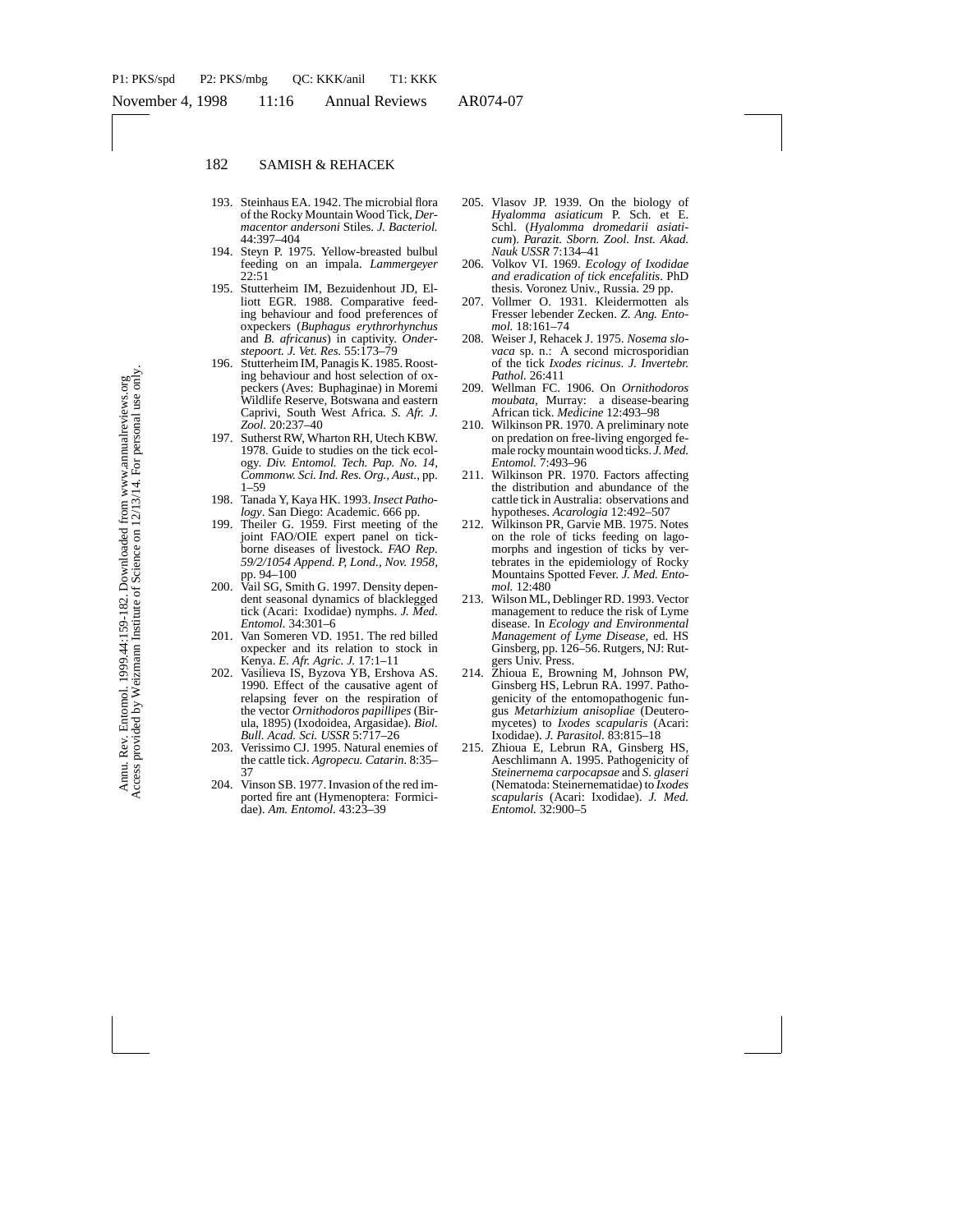193. Steinhaus EA. 1942. The microbial flora of the Rocky Mountain Wood Tick, *Dermacentor andersoni* Stiles. *J. Bacteriol.* 44:397–404
194. Steyn P. 1975. Yellow-breasted bulbul feeding on an impala. *Lammergeyer* 22:51
195. Stutterheim IM, Bezuidenhout JD, Elliott EGR. 1988. Comparative feeding behaviour and food preferences of oxpeckers (*Buphagus erythrorhynchus* and *B. africanus*) in captivity. *Onderstepoort. J. Vet. Res.* 55:173–79
196. Stutterheim IM, Panagis K. 1985. Roosting behaviour and host selection of oxpeckers (Aves: Buphaginae) in Moremi Wildlife Reserve, Botswana and eastern Caprivi, South West Africa. *S. Afr. J. Zool.* 20:237–40
197. Sutherst RW, Wharton RH, Utech KBW. 1978. Guide to studies on the tick ecology. *Div. Entomol. Tech. Pap. No. 14, Commonw. Sci. Ind. Res. Org., Aust.*, pp. 1–59
198. Tanada Y, Kaya HK. 1993. *Insect Pathology*. San Diego: Academic. 666 pp.
199. Theiler G. 1959. First meeting of the joint FAO/OIE expert panel on tick-borne diseases of livestock. *FAO Rep. 59/2/1054 Append. P, Lond., Nov. 1958*, pp. 94–100
200. Vail SG, Smith G. 1997. Density dependent seasonal dynamics of blacklegged tick (Acari: Ixodidae) nymphs. *J. Med. Entomol.* 34:301–6
201. Van Someren VD. 1951. The red billed oxpecker and its relation to stock in Kenya. *E. Afr. Agric. J.* 17:1–11
202. Vasilieva IS, Byzova YB, Ershova AS. 1990. Effect of the causative agent of relapsing fever on the respiration of the vector *Ornithodoros papillipes* (Birula, 1895) (Ixodoidea, Argasidae). *Biol. Bull. Acad. Sci. USSR* 5:717–26
203. Verissimo CJ. 1995. Natural enemies of the cattle tick. *Agropecu. Catarin.* 8:35–37
204. Vinson SB. 1977. Invasion of the red imported fire ant (Hymenoptera: Formicidae). *Am. Entomol.* 43:23–39
205. Vlasov JP. 1939. On the biology of *Hyalomma asiaticum* P. Sch. et E. Schl. (*Hyalomma dromedarii asiaticum*). *Parazit. Sborn. Zool. Inst. Akad. Nauk USSR* 7:134–41
206. Volkov VI. 1969. *Ecology of Ixodidae and eradication of tick encefalitis*. PhD thesis. Voronez Univ., Russia. 29 pp.
207. Vollmer O. 1931. Kleidermotten als Fresser lebender Zecken. *Z. Ang. Entomol.* 18:161–74
208. Weiser J, Rehacek J. 1975. *Nosema slovaca* sp. n.: A second microsporidian of the tick *Ixodes ricinus*. *J. Invertebr. Pathol.* 26:411
209. Wellman FC. 1906. On *Ornithodoros moubata*, Murray: a disease-bearing African tick. *Medicine* 12:493–98
210. Wilkinson PR. 1970. A preliminary note on predation on free-living engorged female rocky mountain wood ticks. *J. Med. Entomol.* 7:493–96
211. Wilkinson PR. 1970. Factors affecting the distribution and abundance of the cattle tick in Australia: observations and hypotheses. *Acarologia* 12:492–507
212. Wilkinson PR, Garvie MB. 1975. Notes on the role of ticks feeding on lagomorphs and ingestion of ticks by vertebrates in the epidemiology of Rocky Mountains Spotted Fever. *J. Med. Entomol.* 12:480
213. Wilson ML, Deblinger RD. 1993. Vector management to reduce the risk of Lyme disease. In *Ecology and Environmental Management of Lyme Disease*, ed. HS Ginsberg, pp. 126–56. Rutgers, NJ: Rutgers Univ. Press.
214. Zhioua E, Browning M, Johnson PW, Ginsberg HS, Lebrun RA. 1997. Pathogenicity of the entomopathogenic fungus *Metarhizium anisopliae* (Deuteromycetes) to *Ixodes scapularis* (Acari: Ixodidae). *J. Parasitol.* 83:815–18
215. Zhioua E, Lebrun RA, Ginsberg HS, Aeschlimann A. 1995. Pathogenicity of *Steinernema carpocapsae* and *S. glaseri* (Nematoda: Steinernematidae) to *Ixodes scapularis* (Acari: Ixodidae). *J. Med. Entomol.* 32:900–5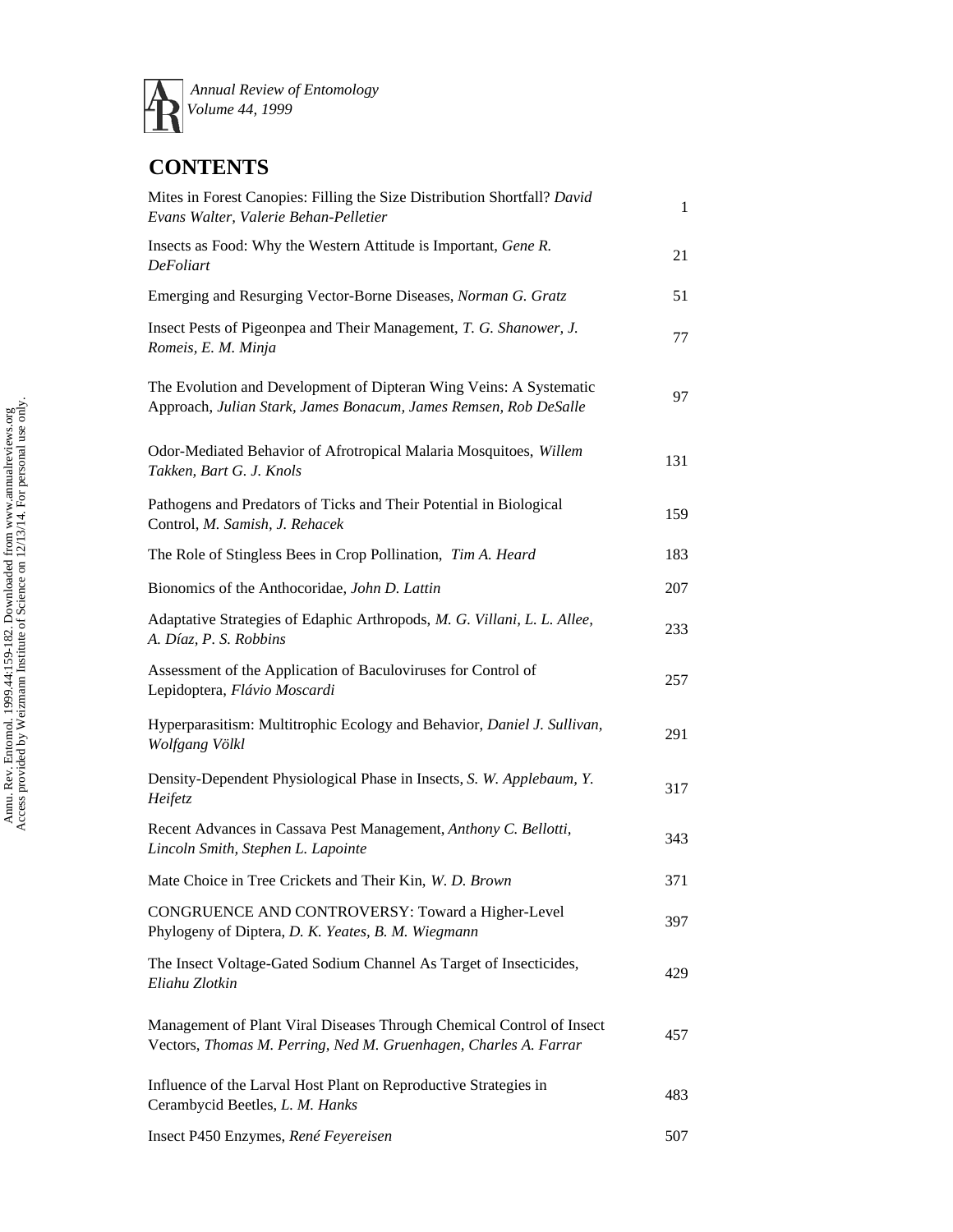*Annual Review of Entomology*
*Volume 44, 1999*

# CONTENTS

| | |
|---|---|
| Mites in Forest Canopies: Filling the Size Distribution Shortfall? *David Evans Walter, Valerie Behan-Pelletier* | 1 |
| Insects as Food: Why the Western Attitude is Important, *Gene R. DeFoliart* | 21 |
| Emerging and Resurging Vector-Borne Diseases, *Norman G. Gratz* | 51 |
| Insect Pests of Pigeonpea and Their Management, *T. G. Shanower, J. Romeis, E. M. Minja* | 77 |
| The Evolution and Development of Dipteran Wing Veins: A Systematic Approach, *Julian Stark, James Bonacum, James Remsen, Rob DeSalle* | 97 |
| Odor-Mediated Behavior of Afrotropical Malaria Mosquitoes, *Willem Takken, Bart G. J. Knols* | 131 |
| Pathogens and Predators of Ticks and Their Potential in Biological Control, *M. Samish, J. Rehacek* | 159 |
| The Role of Stingless Bees in Crop Pollination, *Tim A. Heard* | 183 |
| Bionomics of the Anthocoridae, *John D. Lattin* | 207 |
| Adaptative Strategies of Edaphic Arthropods, *M. G. Villani, L. L. Allee, A. Díaz, P. S. Robbins* | 233 |
| Assessment of the Application of Baculoviruses for Control of Lepidoptera, *Flávio Moscardi* | 257 |
| Hyperparasitism: Multitrophic Ecology and Behavior, *Daniel J. Sullivan, Wolfgang Völkl* | 291 |
| Density-Dependent Physiological Phase in Insects, *S. W. Applebaum, Y. Heifetz* | 317 |
| Recent Advances in Cassava Pest Management, *Anthony C. Bellotti, Lincoln Smith, Stephen L. Lapointe* | 343 |
| Mate Choice in Tree Crickets and Their Kin, *W. D. Brown* | 371 |
| CONGRUENCE AND CONTROVERSY: Toward a Higher-Level Phylogeny of Diptera, *D. K. Yeates, B. M. Wiegmann* | 397 |
| The Insect Voltage-Gated Sodium Channel As Target of Insecticides, *Eliahu Zlotkin* | 429 |
| Management of Plant Viral Diseases Through Chemical Control of Insect Vectors, *Thomas M. Perring, Ned M. Gruenhagen, Charles A. Farrar* | 457 |
| Influence of the Larval Host Plant on Reproductive Strategies in Cerambycid Beetles, *L. M. Hanks* | 483 |
| Insect P450 Enzymes, *René Feyereisen* | 507 |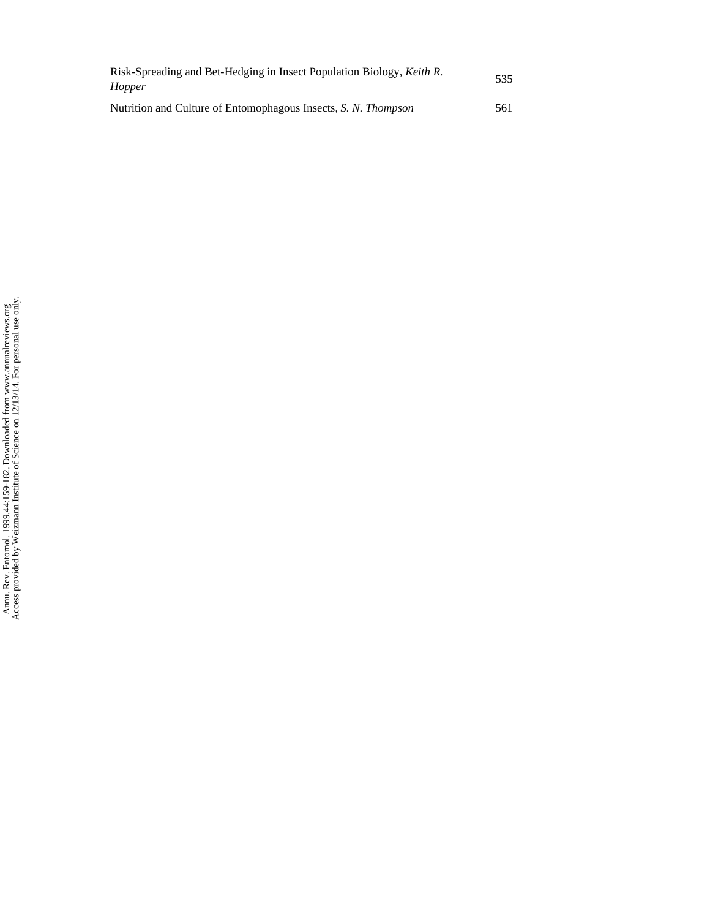Risk-Spreading and Bet-Hedging in Insect Population Biology, *Keith R. Hopper* 535

Nutrition and Culture of Entomophagous Insects, *S. N. Thompson* 561